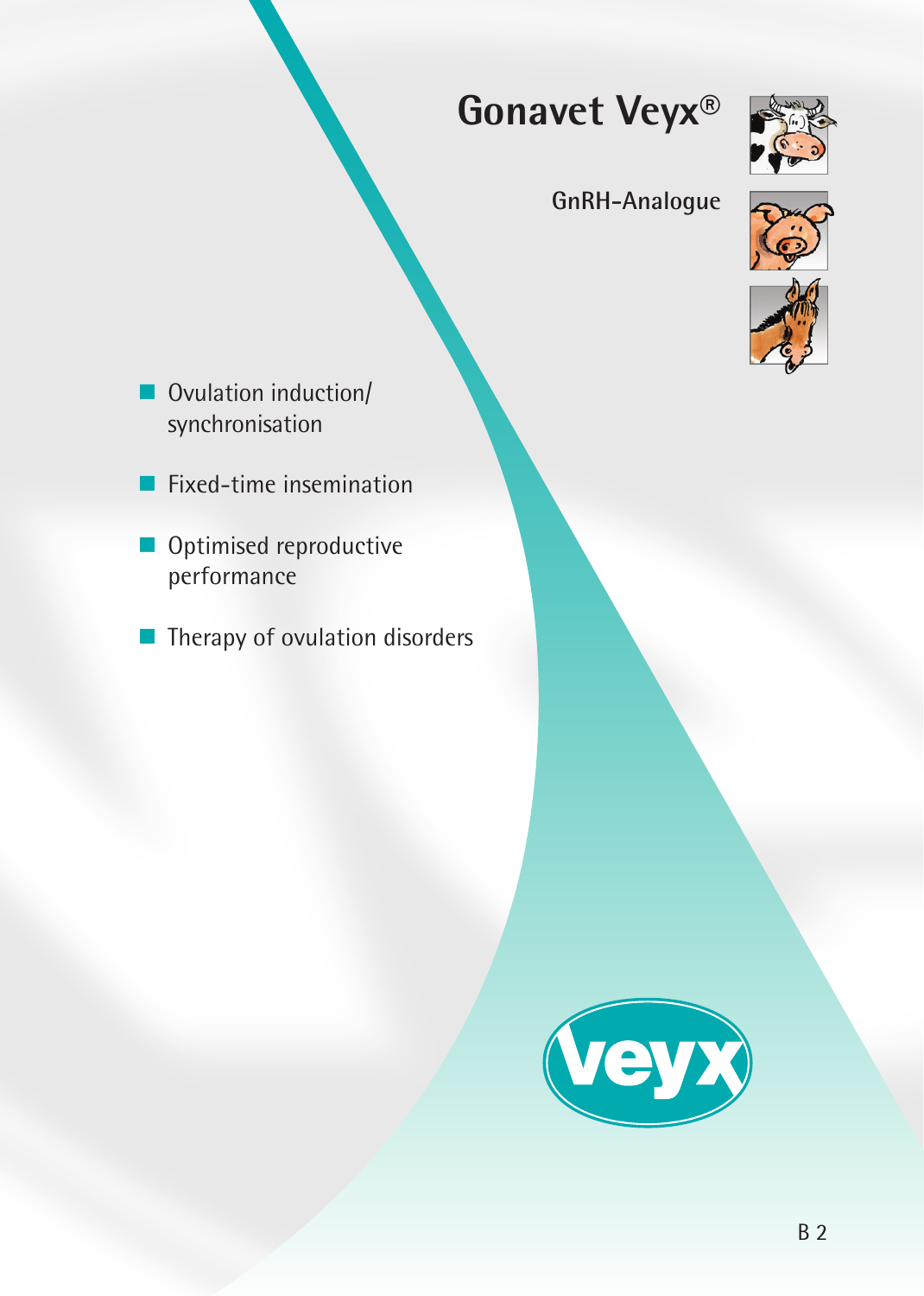# Gonavet Veyx®

GnRH-Analogue

- Ovulation induction/ synchronisation
- Fixed-time insemination
- Optimised reproductive performance
- Therapy of ovulation disorders

veyx

B 2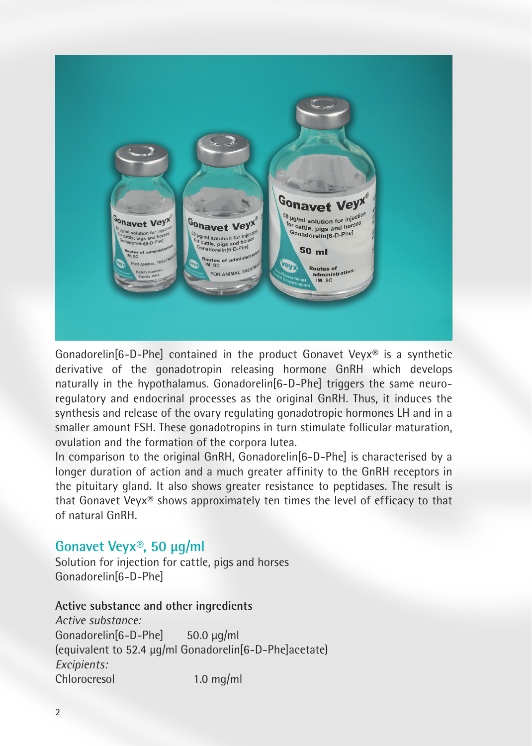Gonadorelin[6-D-Phe] contained in the product Gonavet Veyx® is a synthetic derivative of the gonadotropin releasing hormone GnRH which develops naturally in the hypothalamus. Gonadorelin[6-D-Phe] triggers the same neuro-regulatory and endocrinal processes as the original GnRH. Thus, it induces the synthesis and release of the ovary regulating gonadotropic hormones LH and in a smaller amount FSH. These gonadotropins in turn stimulate follicular maturation, ovulation and the formation of the corpora lutea.

In comparison to the original GnRH, Gonadorelin[6-D-Phe] is characterised by a longer duration of action and a much greater affinity to the GnRH receptors in the pituitary gland. It also shows greater resistance to peptidases. The result is that Gonavet Veyx® shows approximately ten times the level of efficacy to that of natural GnRH.

## Gonavet Veyx®, 50 µg/ml

Solution for injection for cattle, pigs and horses
Gonadorelin[6-D-Phe]

**Active substance and other ingredients**

*Active substance:*

Gonadorelin[6-D-Phe] 50.0 µg/ml
(equivalent to 52.4 µg/ml Gonadorelin[6-D-Phe]acetate)

*Excipients:*

Chlorocresol 1.0 mg/ml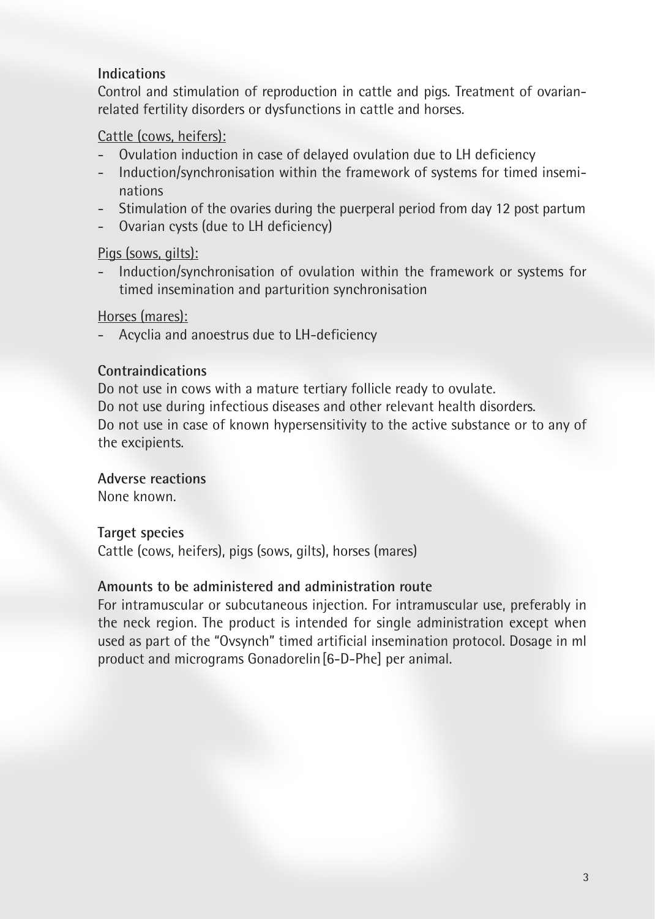**Indications**

Control and stimulation of reproduction in cattle and pigs. Treatment of ovarian-related fertility disorders or dysfunctions in cattle and horses.

Cattle (cows, heifers):

- Ovulation induction in case of delayed ovulation due to LH deficiency
- Induction/synchronisation within the framework of systems for timed inseminations
- Stimulation of the ovaries during the puerperal period from day 12 post partum
- Ovarian cysts (due to LH deficiency)

Pigs (sows, gilts):

- Induction/synchronisation of ovulation within the framework or systems for timed insemination and parturition synchronisation

Horses (mares):

- Acyclia and anoestrus due to LH-deficiency

**Contraindications**

Do not use in cows with a mature tertiary follicle ready to ovulate.
Do not use during infectious diseases and other relevant health disorders.
Do not use in case of known hypersensitivity to the active substance or to any of the excipients.

**Adverse reactions**

None known.

**Target species**

Cattle (cows, heifers), pigs (sows, gilts), horses (mares)

**Amounts to be administered and administration route**

For intramuscular or subcutaneous injection. For intramuscular use, preferably in the neck region. The product is intended for single administration except when used as part of the "Ovsynch" timed artificial insemination protocol. Dosage in ml product and micrograms Gonadorelin [6-D-Phe] per animal.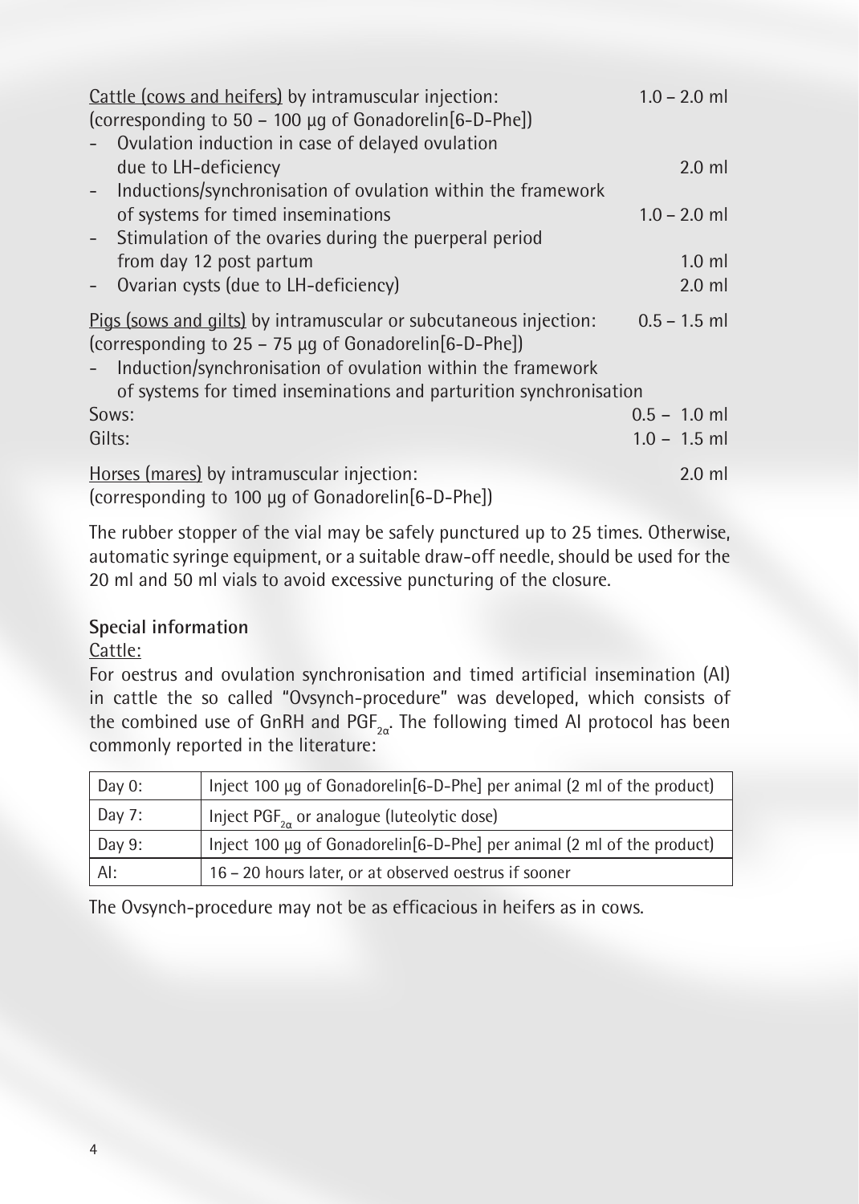Cattle (cows and heifers) by intramuscular injection: 1.0 – 2.0 ml
(corresponding to 50 – 100 µg of Gonadorelin[6-D-Phe])

- Ovulation induction in case of delayed ovulation due to LH-deficiency 2.0 ml
- Inductions/synchronisation of ovulation within the framework of systems for timed inseminations 1.0 – 2.0 ml
- Stimulation of the ovaries during the puerperal period from day 12 post partum 1.0 ml
- Ovarian cysts (due to LH-deficiency) 2.0 ml

Pigs (sows and gilts) by intramuscular or subcutaneous injection: 0.5 – 1.5 ml
(corresponding to 25 – 75 µg of Gonadorelin[6-D-Phe])

- Induction/synchronisation of ovulation within the framework of systems for timed inseminations and parturition synchronisation

Sows: 0.5 – 1.0 ml
Gilts: 1.0 – 1.5 ml

Horses (mares) by intramuscular injection: 2.0 ml
(corresponding to 100 µg of Gonadorelin[6-D-Phe])

The rubber stopper of the vial may be safely punctured up to 25 times. Otherwise, automatic syringe equipment, or a suitable draw-off needle, should be used for the 20 ml and 50 ml vials to avoid excessive puncturing of the closure.

**Special information**

Cattle:

For oestrus and ovulation synchronisation and timed artificial insemination (AI) in cattle the so called "Ovsynch-procedure" was developed, which consists of the combined use of GnRH and $PGF_{2\alpha}$. The following timed AI protocol has been commonly reported in the literature:

| Day 0: | Inject 100 µg of Gonadorelin[6-D-Phe] per animal (2 ml of the product) |
|---|---|
| Day 7: | Inject $PGF_{2\alpha}$ or analogue (luteolytic dose) |
| Day 9: | Inject 100 µg of Gonadorelin[6-D-Phe] per animal (2 ml of the product) |
| AI: | 16 – 20 hours later, or at observed oestrus if sooner |

The Ovsynch-procedure may not be as efficacious in heifers as in cows.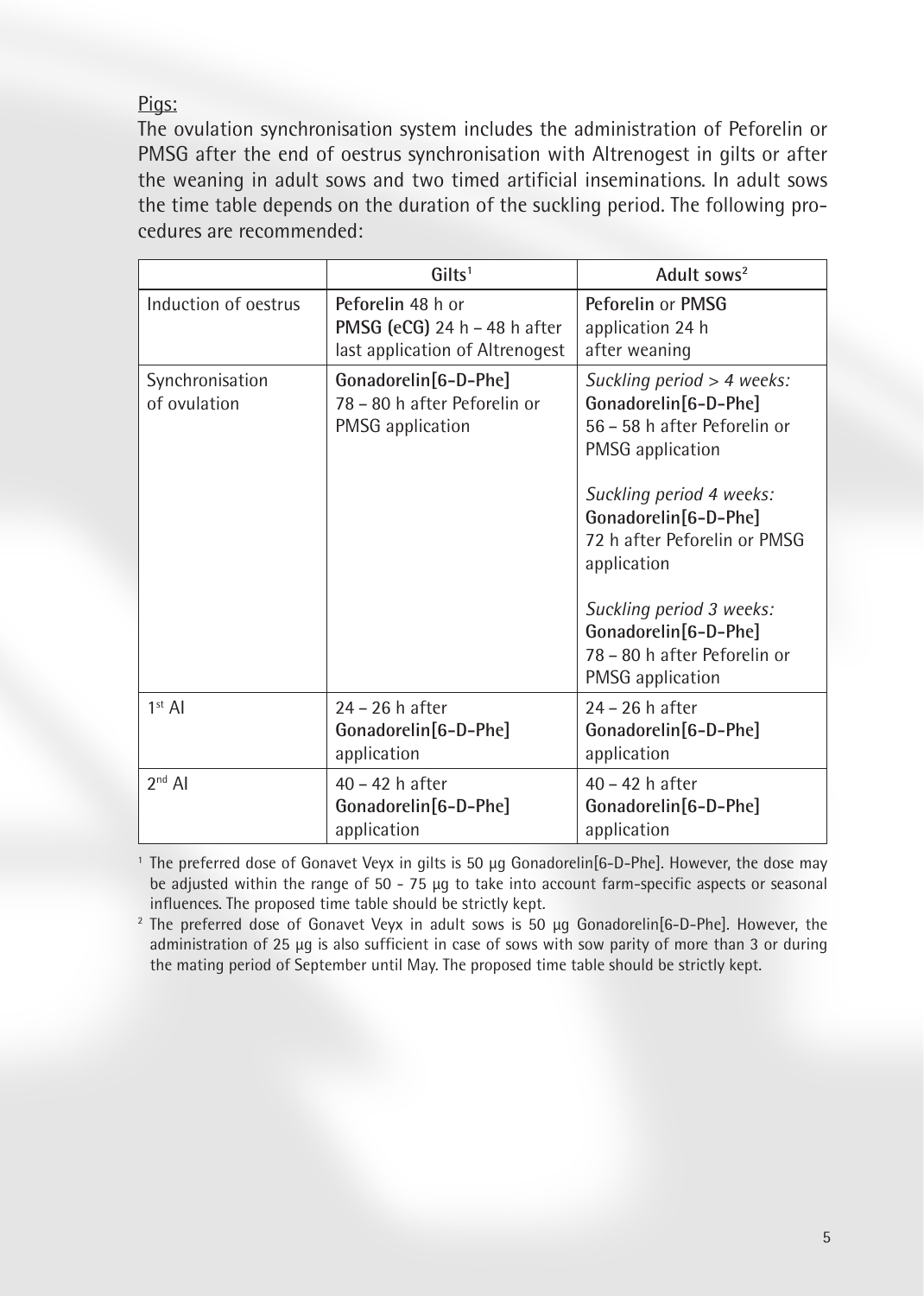Pigs:

The ovulation synchronisation system includes the administration of Peforelin or PMSG after the end of oestrus synchronisation with Altrenogest in gilts or after the weaning in adult sows and two timed artificial inseminations. In adult sows the time table depends on the duration of the suckling period. The following procedures are recommended:

| | Gilts[1] | Adult sows[2] |
|---|---|---|
| Induction of oestrus | **Peforelin** 48 h or **PMSG (eCG)** 24 h – 48 h after last application of Altrenogest | **Peforelin** or **PMSG** application 24 h after weaning |
| Synchronisation of ovulation | **Gonadorelin[6-D-Phe]** 78 – 80 h after Peforelin or PMSG application | *Suckling period > 4 weeks:* **Gonadorelin[6-D-Phe]** 56 – 58 h after Peforelin or PMSG application<br><br>*Suckling period 4 weeks:* **Gonadorelin[6-D-Phe]** 72 h after Peforelin or PMSG application<br><br>*Suckling period 3 weeks:* **Gonadorelin[6-D-Phe]** 78 – 80 h after Peforelin or PMSG application |
| 1st AI | 24 – 26 h after **Gonadorelin[6-D-Phe]** application | 24 – 26 h after **Gonadorelin[6-D-Phe]** application |
| 2nd AI | 40 – 42 h after **Gonadorelin[6-D-Phe]** application | 40 – 42 h after **Gonadorelin[6-D-Phe]** application |

[1] The preferred dose of Gonavet Veyx in gilts is 50 µg Gonadorelin[6-D-Phe]. However, the dose may be adjusted within the range of 50 - 75 µg to take into account farm-specific aspects or seasonal influences. The proposed time table should be strictly kept.

[2] The preferred dose of Gonavet Veyx in adult sows is 50 µg Gonadorelin[6-D-Phe]. However, the administration of 25 µg is also sufficient in case of sows with sow parity of more than 3 or during the mating period of September until May. The proposed time table should be strictly kept.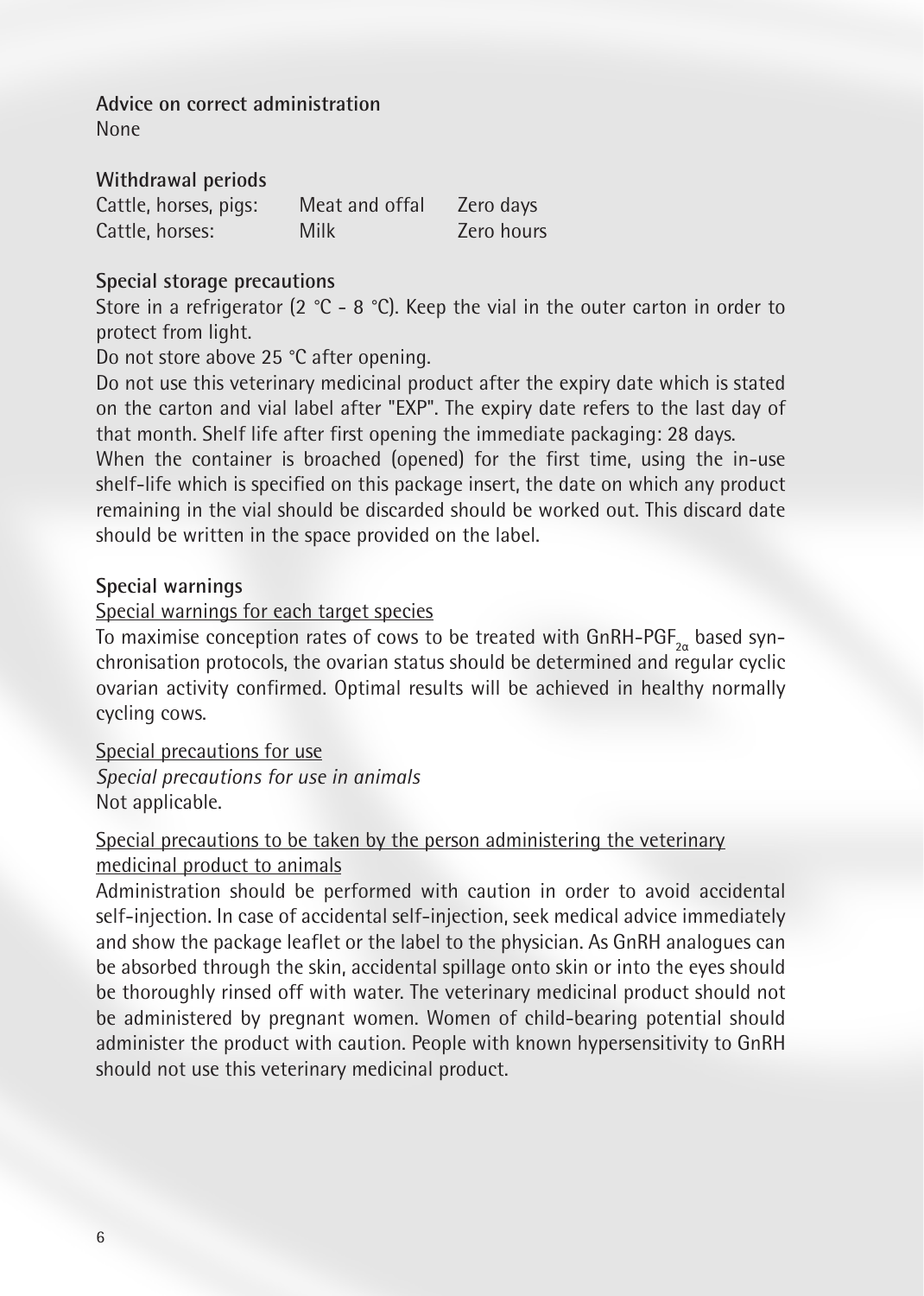**Advice on correct administration**

None

**Withdrawal periods**

| Cattle, horses, pigs: | Meat and offal | Zero days |
|---|---|---|
| Cattle, horses: | Milk | Zero hours |

**Special storage precautions**

Store in a refrigerator (2 °C - 8 °C). Keep the vial in the outer carton in order to protect from light.

Do not store above 25 °C after opening.

Do not use this veterinary medicinal product after the expiry date which is stated on the carton and vial label after "EXP". The expiry date refers to the last day of that month. Shelf life after first opening the immediate packaging: 28 days.

When the container is broached (opened) for the first time, using the in-use shelf-life which is specified on this package insert, the date on which any product remaining in the vial should be discarded should be worked out. This discard date should be written in the space provided on the label.

**Special warnings**

Special warnings for each target species

To maximise conception rates of cows to be treated with GnRH-$PGF_{2\alpha}$ based synchronisation protocols, the ovarian status should be determined and regular cyclic ovarian activity confirmed. Optimal results will be achieved in healthy normally cycling cows.

Special precautions for use

*Special precautions for use in animals*

Not applicable.

Special precautions to be taken by the person administering the veterinary medicinal product to animals

Administration should be performed with caution in order to avoid accidental self-injection. In case of accidental self-injection, seek medical advice immediately and show the package leaflet or the label to the physician. As GnRH analogues can be absorbed through the skin, accidental spillage onto skin or into the eyes should be thoroughly rinsed off with water. The veterinary medicinal product should not be administered by pregnant women. Women of child-bearing potential should administer the product with caution. People with known hypersensitivity to GnRH should not use this veterinary medicinal product.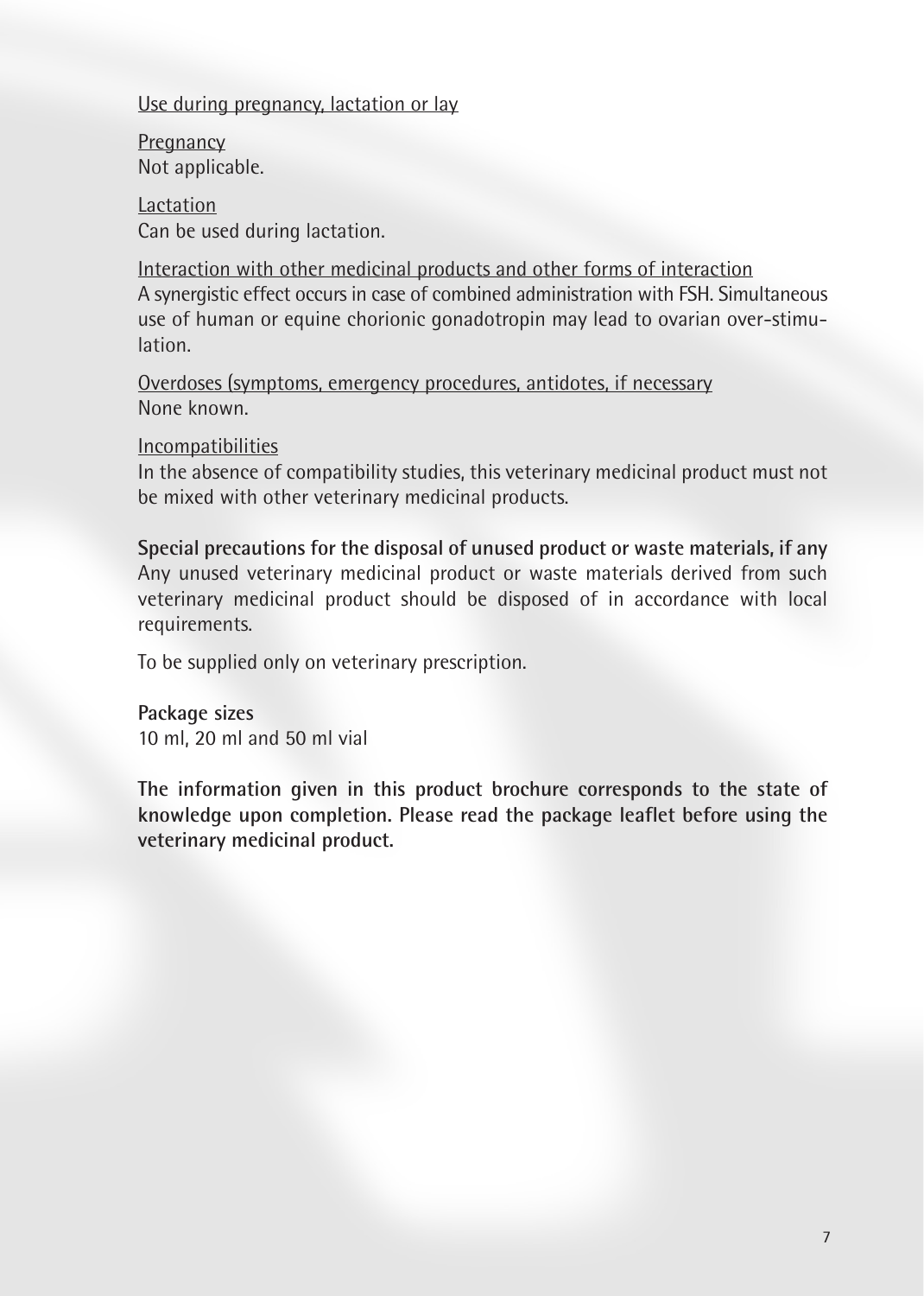Use during pregnancy, lactation or lay

Pregnancy
Not applicable.

Lactation
Can be used during lactation.

Interaction with other medicinal products and other forms of interaction
A synergistic effect occurs in case of combined administration with FSH. Simultaneous use of human or equine chorionic gonadotropin may lead to ovarian over-stimulation.

Overdoses (symptoms, emergency procedures, antidotes, if necessary
None known.

Incompatibilities
In the absence of compatibility studies, this veterinary medicinal product must not be mixed with other veterinary medicinal products.

**Special precautions for the disposal of unused product or waste materials, if any**
Any unused veterinary medicinal product or waste materials derived from such veterinary medicinal product should be disposed of in accordance with local requirements.

To be supplied only on veterinary prescription.

**Package sizes**
10 ml, 20 ml and 50 ml vial

**The information given in this product brochure corresponds to the state of knowledge upon completion. Please read the package leaflet before using the veterinary medicinal product.**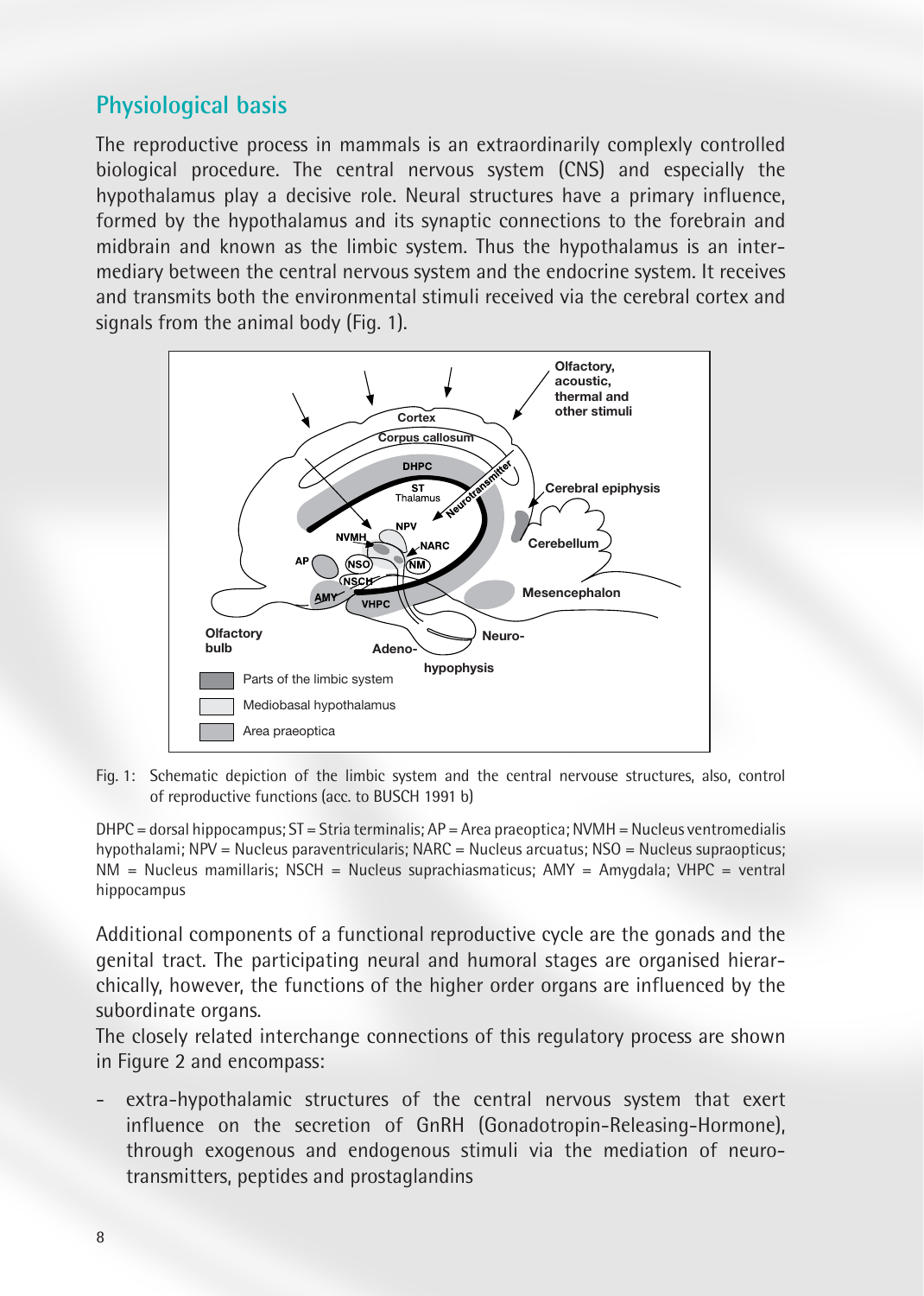## Physiological basis

The reproductive process in mammals is an extraordinarily complexly controlled biological procedure. The central nervous system (CNS) and especially the hypothalamus play a decisive role. Neural structures have a primary influence, formed by the hypothalamus and its synaptic connections to the forebrain and midbrain and known as the limbic system. Thus the hypothalamus is an intermediary between the central nervous system and the endocrine system. It receives and transmits both the environmental stimuli received via the cerebral cortex and signals from the animal body (Fig. 1).

Fig. 1: Schematic depiction of the limbic system and the central nervouse structures, also, control of reproductive functions (acc. to BUSCH 1991 b)

DHPC = dorsal hippocampus; ST = Stria terminalis; AP = Area praeoptica; NVMH = Nucleus ventromedialis hypothalami; NPV = Nucleus paraventricularis; NARC = Nucleus arcuatus; NSO = Nucleus supraopticus; NM = Nucleus mamillaris; NSCH = Nucleus suprachiasmaticus; AMY = Amygdala; VHPC = ventral hippocampus

Additional components of a functional reproductive cycle are the gonads and the genital tract. The participating neural and humoral stages are organised hierarchically, however, the functions of the higher order organs are influenced by the subordinate organs.
The closely related interchange connections of this regulatory process are shown in Figure 2 and encompass:

- extra-hypothalamic structures of the central nervous system that exert influence on the secretion of GnRH (Gonadotropin-Releasing-Hormone), through exogenous and endogenous stimuli via the mediation of neurotransmitters, peptides and prostaglandins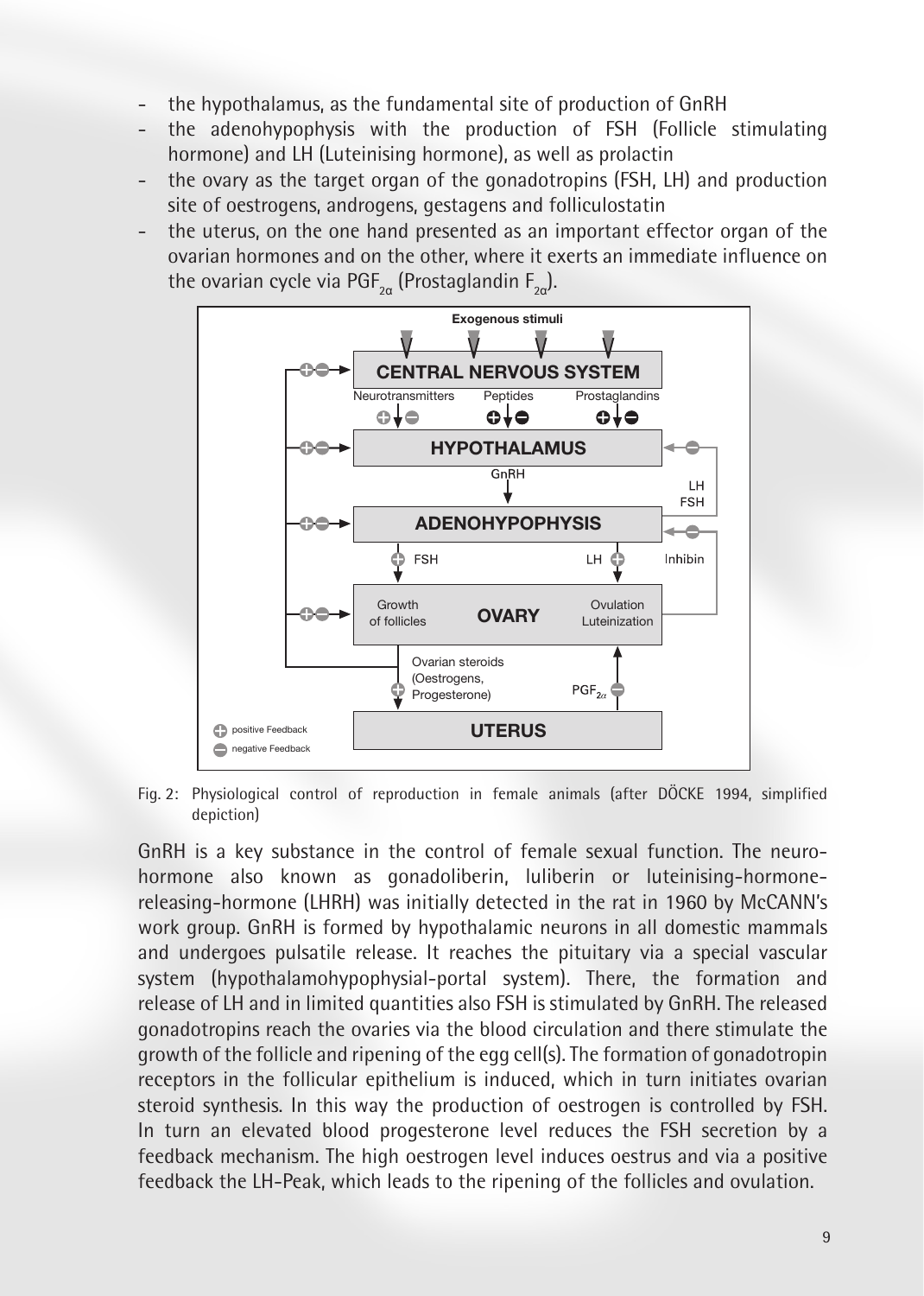- the hypothalamus, as the fundamental site of production of GnRH
- the adenohypophysis with the production of FSH (Follicle stimulating hormone) and LH (Luteinising hormone), as well as prolactin
- the ovary as the target organ of the gonadotropins (FSH, LH) and production site of oestrogens, androgens, gestagens and folliculostatin
- the uterus, on the one hand presented as an important effector organ of the ovarian hormones and on the other, where it exerts an immediate influence on the ovarian cycle via $PGF_{2\alpha}$ (Prostaglandin $F_{2\alpha}$).

Fig. 2: Physiological control of reproduction in female animals (after DÖCKE 1994, simplified depiction)

GnRH is a key substance in the control of female sexual function. The neurohormone also known as gonadoliberin, luliberin or luteinising-hormone-releasing-hormone (LHRH) was initially detected in the rat in 1960 by McCANN's work group. GnRH is formed by hypothalamic neurons in all domestic mammals and undergoes pulsatile release. It reaches the pituitary via a special vascular system (hypothalamohypophysial-portal system). There, the formation and release of LH and in limited quantities also FSH is stimulated by GnRH. The released gonadotropins reach the ovaries via the blood circulation and there stimulate the growth of the follicle and ripening of the egg cell(s). The formation of gonadotropin receptors in the follicular epithelium is induced, which in turn initiates ovarian steroid synthesis. In this way the production of oestrogen is controlled by FSH. In turn an elevated blood progesterone level reduces the FSH secretion by a feedback mechanism. The high oestrogen level induces oestrus and via a positive feedback the LH-Peak, which leads to the ripening of the follicles and ovulation.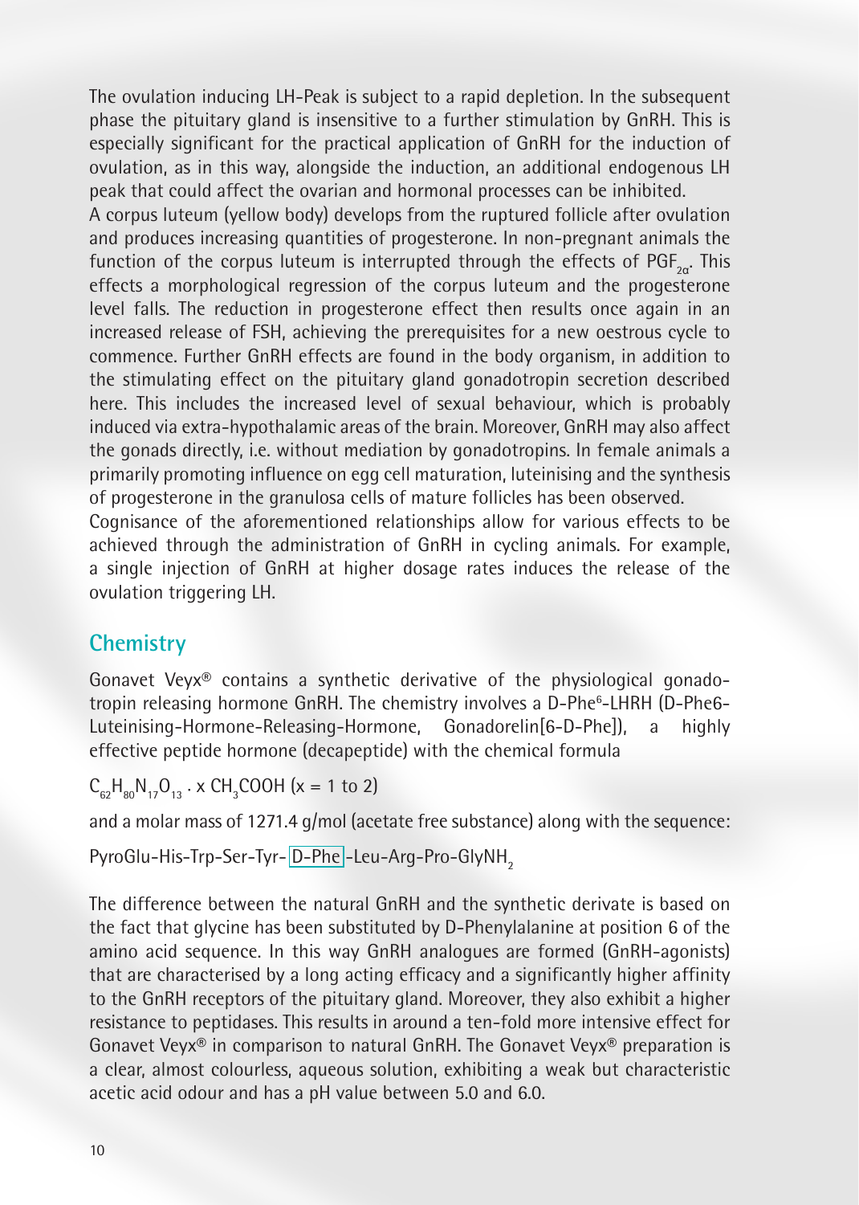The ovulation inducing LH-Peak is subject to a rapid depletion. In the subsequent phase the pituitary gland is insensitive to a further stimulation by GnRH. This is especially significant for the practical application of GnRH for the induction of ovulation, as in this way, alongside the induction, an additional endogenous LH peak that could affect the ovarian and hormonal processes can be inhibited.

A corpus luteum (yellow body) develops from the ruptured follicle after ovulation and produces increasing quantities of progesterone. In non-pregnant animals the function of the corpus luteum is interrupted through the effects of $PGF_{2\alpha}$. This effects a morphological regression of the corpus luteum and the progesterone level falls. The reduction in progesterone effect then results once again in an increased release of FSH, achieving the prerequisites for a new oestrous cycle to commence. Further GnRH effects are found in the body organism, in addition to the stimulating effect on the pituitary gland gonadotropin secretion described here. This includes the increased level of sexual behaviour, which is probably induced via extra-hypothalamic areas of the brain. Moreover, GnRH may also affect the gonads directly, i.e. without mediation by gonadotropins. In female animals a primarily promoting influence on egg cell maturation, luteinising and the synthesis of progesterone in the granulosa cells of mature follicles has been observed.

Cognisance of the aforementioned relationships allow for various effects to be achieved through the administration of GnRH in cycling animals. For example, a single injection of GnRH at higher dosage rates induces the release of the ovulation triggering LH.

## Chemistry

Gonavet Veyx® contains a synthetic derivative of the physiological gonadotropin releasing hormone GnRH. The chemistry involves a D-Phe$^6$-LHRH (D-Phe6-Luteinising-Hormone-Releasing-Hormone, Gonadorelin[6-D-Phe]), a highly effective peptide hormone (decapeptide) with the chemical formula

$C_{62}H_{80}N_{17}O_{13} \cdot x\ CH_3COOH$ (x = 1 to 2)

and a molar mass of 1271.4 g/mol (acetate free substance) along with the sequence:

PyroGlu-His-Trp-Ser-Tyr-D-Phe-Leu-Arg-Pro-Gly$NH_2$

The difference between the natural GnRH and the synthetic derivate is based on the fact that glycine has been substituted by D-Phenylalanine at position 6 of the amino acid sequence. In this way GnRH analogues are formed (GnRH-agonists) that are characterised by a long acting efficacy and a significantly higher affinity to the GnRH receptors of the pituitary gland. Moreover, they also exhibit a higher resistance to peptidases. This results in around a ten-fold more intensive effect for Gonavet Veyx® in comparison to natural GnRH. The Gonavet Veyx® preparation is a clear, almost colourless, aqueous solution, exhibiting a weak but characteristic acetic acid odour and has a pH value between 5.0 and 6.0.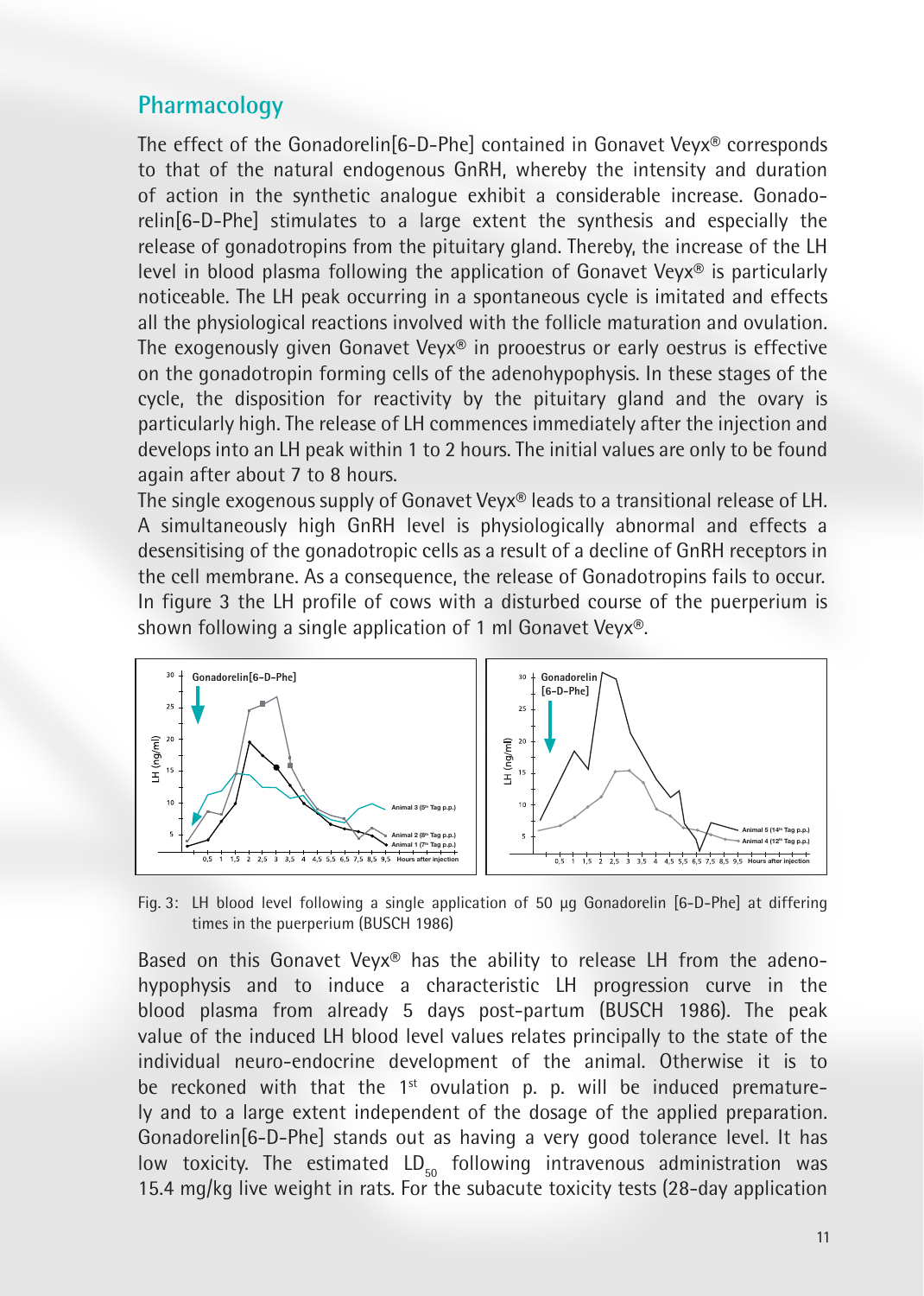## Pharmacology

The effect of the Gonadorelin[6-D-Phe] contained in Gonavet Veyx® corresponds to that of the natural endogenous GnRH, whereby the intensity and duration of action in the synthetic analogue exhibit a considerable increase. Gonadorelin[6-D-Phe] stimulates to a large extent the synthesis and especially the release of gonadotropins from the pituitary gland. Thereby, the increase of the LH level in blood plasma following the application of Gonavet Veyx® is particularly noticeable. The LH peak occurring in a spontaneous cycle is imitated and effects all the physiological reactions involved with the follicle maturation and ovulation. The exogenously given Gonavet Veyx® in prooestrus or early oestrus is effective on the gonadotropin forming cells of the adenohypophysis. In these stages of the cycle, the disposition for reactivity by the pituitary gland and the ovary is particularly high. The release of LH commences immediately after the injection and develops into an LH peak within 1 to 2 hours. The initial values are only to be found again after about 7 to 8 hours.

The single exogenous supply of Gonavet Veyx® leads to a transitional release of LH. A simultaneously high GnRH level is physiologically abnormal and effects a desensitising of the gonadotropic cells as a result of a decline of GnRH receptors in the cell membrane. As a consequence, the release of Gonadotropins fails to occur. In figure 3 the LH profile of cows with a disturbed course of the puerperium is shown following a single application of 1 ml Gonavet Veyx®.

Fig. 3: LH blood level following a single application of 50 µg Gonadorelin [6-D-Phe] at differing times in the puerperium (BUSCH 1986)

Based on this Gonavet Veyx® has the ability to release LH from the adenohypophysis and to induce a characteristic LH progression curve in the blood plasma from already 5 days post-partum (BUSCH 1986). The peak value of the induced LH blood level values relates principally to the state of the individual neuro-endocrine development of the animal. Otherwise it is to be reckoned with that the 1st ovulation p. p. will be induced prematurely and to a large extent independent of the dosage of the applied preparation. Gonadorelin[6-D-Phe] stands out as having a very good tolerance level. It has low toxicity. The estimated $LD_{50}$ following intravenous administration was 15.4 mg/kg live weight in rats. For the subacute toxicity tests (28-day application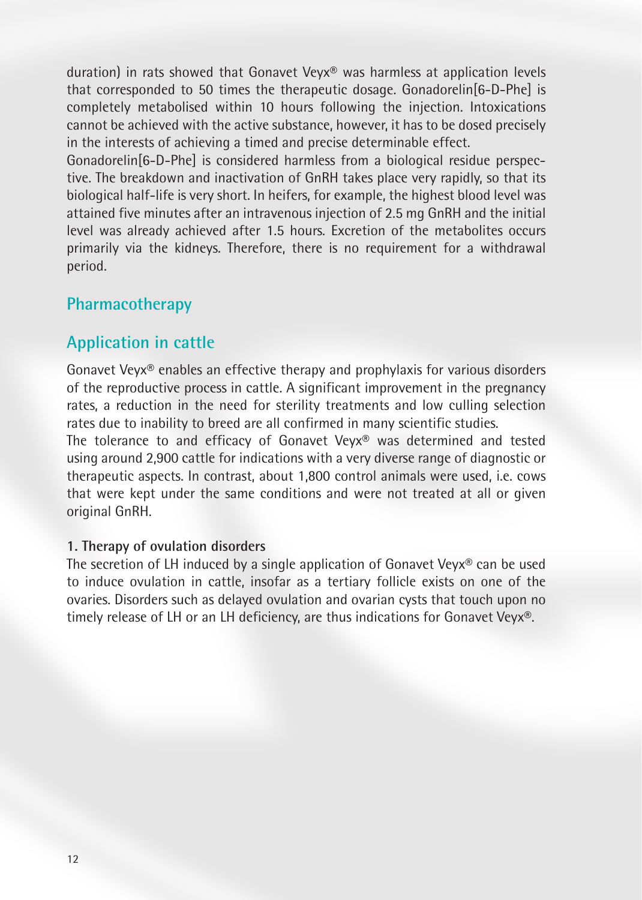duration) in rats showed that Gonavet Veyx® was harmless at application levels that corresponded to 50 times the therapeutic dosage. Gonadorelin[6-D-Phe] is completely metabolised within 10 hours following the injection. Intoxications cannot be achieved with the active substance, however, it has to be dosed precisely in the interests of achieving a timed and precise determinable effect.
Gonadorelin[6-D-Phe] is considered harmless from a biological residue perspective. The breakdown and inactivation of GnRH takes place very rapidly, so that its biological half-life is very short. In heifers, for example, the highest blood level was attained five minutes after an intravenous injection of 2.5 mg GnRH and the initial level was already achieved after 1.5 hours. Excretion of the metabolites occurs primarily via the kidneys. Therefore, there is no requirement for a withdrawal period.

## Pharmacotherapy

## Application in cattle

Gonavet Veyx® enables an effective therapy and prophylaxis for various disorders of the reproductive process in cattle. A significant improvement in the pregnancy rates, a reduction in the need for sterility treatments and low culling selection rates due to inability to breed are all confirmed in many scientific studies.
The tolerance to and efficacy of Gonavet Veyx® was determined and tested using around 2,900 cattle for indications with a very diverse range of diagnostic or therapeutic aspects. In contrast, about 1,800 control animals were used, i.e. cows that were kept under the same conditions and were not treated at all or given original GnRH.

**1. Therapy of ovulation disorders**

The secretion of LH induced by a single application of Gonavet Veyx® can be used to induce ovulation in cattle, insofar as a tertiary follicle exists on one of the ovaries. Disorders such as delayed ovulation and ovarian cysts that touch upon no timely release of LH or an LH deficiency, are thus indications for Gonavet Veyx®.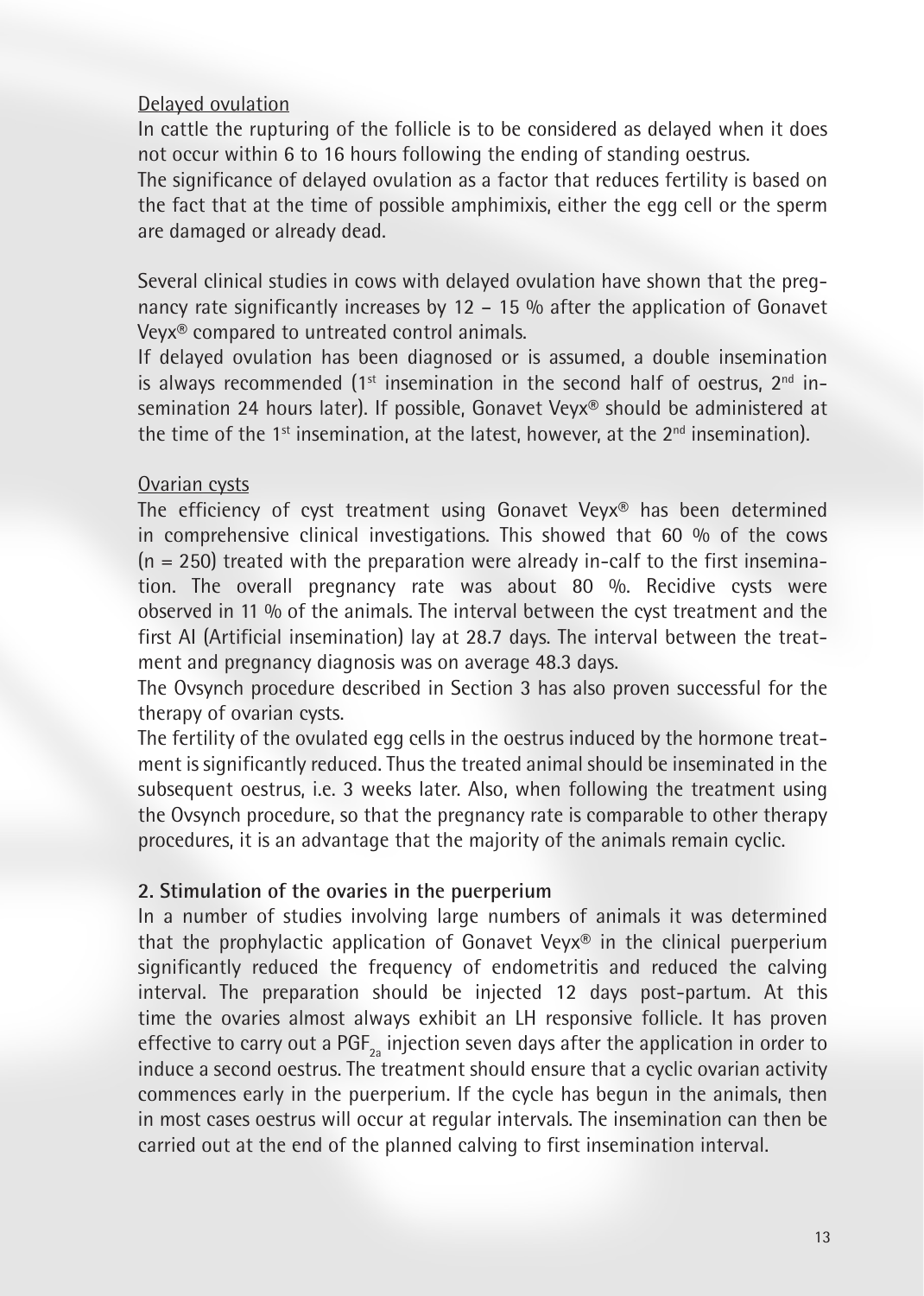Delayed ovulation

In cattle the rupturing of the follicle is to be considered as delayed when it does not occur within 6 to 16 hours following the ending of standing oestrus.

The significance of delayed ovulation as a factor that reduces fertility is based on the fact that at the time of possible amphimixis, either the egg cell or the sperm are damaged or already dead.

Several clinical studies in cows with delayed ovulation have shown that the pregnancy rate significantly increases by 12 – 15 % after the application of Gonavet Veyx® compared to untreated control animals.

If delayed ovulation has been diagnosed or is assumed, a double insemination is always recommended (1st insemination in the second half of oestrus, 2nd insemination 24 hours later). If possible, Gonavet Veyx® should be administered at the time of the 1st insemination, at the latest, however, at the 2nd insemination).

Ovarian cysts

The efficiency of cyst treatment using Gonavet Veyx® has been determined in comprehensive clinical investigations. This showed that 60 % of the cows ($n = 250$) treated with the preparation were already in-calf to the first insemination. The overall pregnancy rate was about 80 %. Recidive cysts were observed in 11 % of the animals. The interval between the cyst treatment and the first AI (Artificial insemination) lay at 28.7 days. The interval between the treatment and pregnancy diagnosis was on average 48.3 days.

The Ovsynch procedure described in Section 3 has also proven successful for the therapy of ovarian cysts.

The fertility of the ovulated egg cells in the oestrus induced by the hormone treatment is significantly reduced. Thus the treated animal should be inseminated in the subsequent oestrus, i.e. 3 weeks later. Also, when following the treatment using the Ovsynch procedure, so that the pregnancy rate is comparable to other therapy procedures, it is an advantage that the majority of the animals remain cyclic.

**2. Stimulation of the ovaries in the puerperium**

In a number of studies involving large numbers of animals it was determined that the prophylactic application of Gonavet Veyx® in the clinical puerperium significantly reduced the frequency of endometritis and reduced the calving interval. The preparation should be injected 12 days post-partum. At this time the ovaries almost always exhibit an LH responsive follicle. It has proven effective to carry out a $PGF_{2a}$ injection seven days after the application in order to induce a second oestrus. The treatment should ensure that a cyclic ovarian activity commences early in the puerperium. If the cycle has begun in the animals, then in most cases oestrus will occur at regular intervals. The insemination can then be carried out at the end of the planned calving to first insemination interval.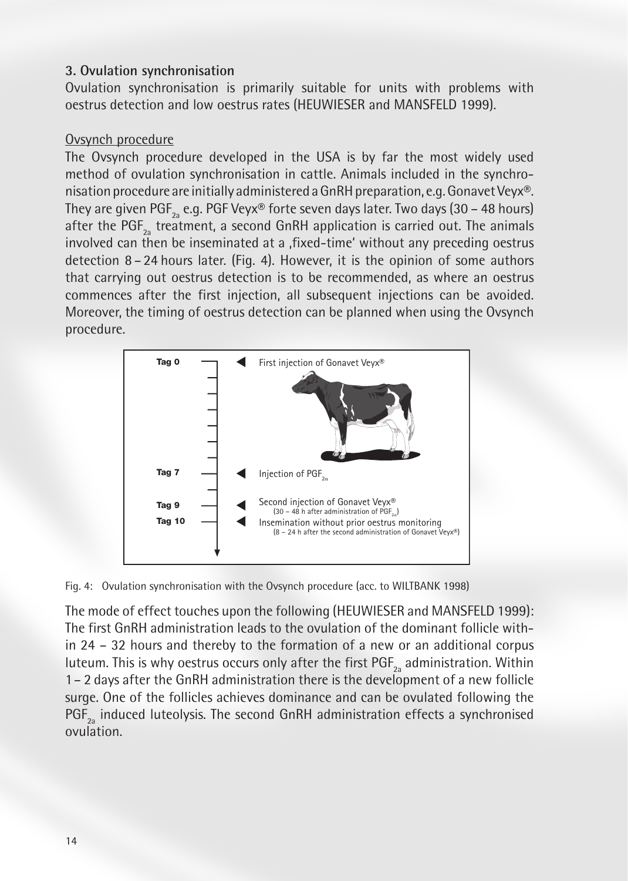**3. Ovulation synchronisation**

Ovulation synchronisation is primarily suitable for units with problems with oestrus detection and low oestrus rates (HEUWIESER and MANSFELD 1999).

Ovsynch procedure

The Ovsynch procedure developed in the USA is by far the most widely used method of ovulation synchronisation in cattle. Animals included in the synchronisation procedure are initially administered a GnRH preparation, e.g. Gonavet Veyx®. They are given $PGF_{2a}$ e.g. PGF Veyx® forte seven days later. Two days (30 – 48 hours) after the $PGF_{2a}$ treatment, a second GnRH application is carried out. The animals involved can then be inseminated at a ‚fixed-time' without any preceding oestrus detection 8 – 24 hours later. (Fig. 4). However, it is the opinion of some authors that carrying out oestrus detection is to be recommended, as where an oestrus commences after the first injection, all subsequent injections can be avoided. Moreover, the timing of oestrus detection can be planned when using the Ovsynch procedure.

- **Tag 0** – First injection of Gonavet Veyx®
- **Tag 7** – Injection of $PGF_{2\alpha}$
- **Tag 9** – Second injection of Gonavet Veyx® (30 – 48 h after administration of $PGF_{2\alpha}$)
- **Tag 10** – Insemination without prior oestrus monitoring (8 – 24 h after the second administration of Gonavet Veyx®)

Fig. 4: Ovulation synchronisation with the Ovsynch procedure (acc. to WILTBANK 1998)

The mode of effect touches upon the following (HEUWIESER and MANSFELD 1999): The first GnRH administration leads to the ovulation of the dominant follicle within 24 – 32 hours and thereby to the formation of a new or an additional corpus luteum. This is why oestrus occurs only after the first $PGF_{2a}$ administration. Within 1 – 2 days after the GnRH administration there is the development of a new follicle surge. One of the follicles achieves dominance and can be ovulated following the $PGF_{2a}$ induced luteolysis. The second GnRH administration effects a synchronised ovulation.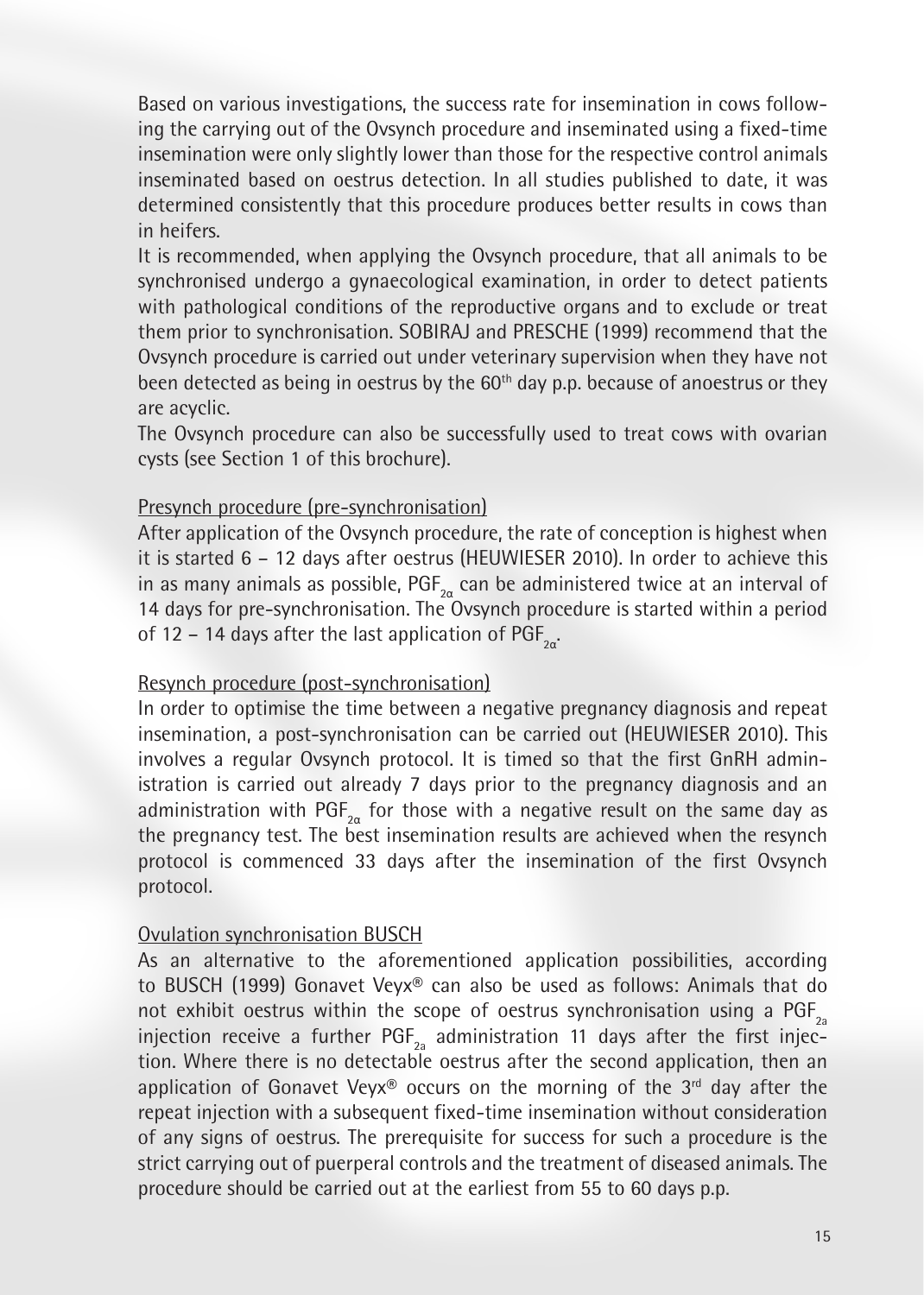Based on various investigations, the success rate for insemination in cows following the carrying out of the Ovsynch procedure and inseminated using a fixed-time insemination were only slightly lower than those for the respective control animals inseminated based on oestrus detection. In all studies published to date, it was determined consistently that this procedure produces better results in cows than in heifers.

It is recommended, when applying the Ovsynch procedure, that all animals to be synchronised undergo a gynaecological examination, in order to detect patients with pathological conditions of the reproductive organs and to exclude or treat them prior to synchronisation. SOBIRAJ and PRESCHE (1999) recommend that the Ovsynch procedure is carried out under veterinary supervision when they have not been detected as being in oestrus by the 60th day p.p. because of anoestrus or they are acyclic.

The Ovsynch procedure can also be successfully used to treat cows with ovarian cysts (see Section 1 of this brochure).

Presynch procedure (pre-synchronisation)

After application of the Ovsynch procedure, the rate of conception is highest when it is started 6 – 12 days after oestrus (HEUWIESER 2010). In order to achieve this in as many animals as possible, $PGF_{2\alpha}$ can be administered twice at an interval of 14 days for pre-synchronisation. The Ovsynch procedure is started within a period of 12 – 14 days after the last application of $PGF_{2\alpha}$.

Resynch procedure (post-synchronisation)

In order to optimise the time between a negative pregnancy diagnosis and repeat insemination, a post-synchronisation can be carried out (HEUWIESER 2010). This involves a regular Ovsynch protocol. It is timed so that the first GnRH administration is carried out already 7 days prior to the pregnancy diagnosis and an administration with $PGF_{2\alpha}$ for those with a negative result on the same day as the pregnancy test. The best insemination results are achieved when the resynch protocol is commenced 33 days after the insemination of the first Ovsynch protocol.

Ovulation synchronisation BUSCH

As an alternative to the aforementioned application possibilities, according to BUSCH (1999) Gonavet Veyx® can also be used as follows: Animals that do not exhibit oestrus within the scope of oestrus synchronisation using a $PGF_{2a}$ injection receive a further $PGF_{2a}$ administration 11 days after the first injection. Where there is no detectable oestrus after the second application, then an application of Gonavet Veyx® occurs on the morning of the 3rd day after the repeat injection with a subsequent fixed-time insemination without consideration of any signs of oestrus. The prerequisite for success for such a procedure is the strict carrying out of puerperal controls and the treatment of diseased animals. The procedure should be carried out at the earliest from 55 to 60 days p.p.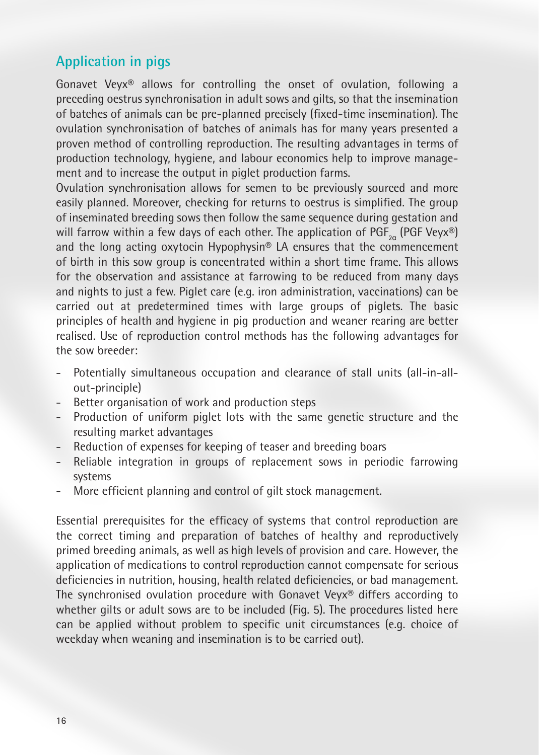## Application in pigs

Gonavet Veyx® allows for controlling the onset of ovulation, following a preceding oestrus synchronisation in adult sows and gilts, so that the insemination of batches of animals can be pre-planned precisely (fixed-time insemination). The ovulation synchronisation of batches of animals has for many years presented a proven method of controlling reproduction. The resulting advantages in terms of production technology, hygiene, and labour economics help to improve management and to increase the output in piglet production farms.
Ovulation synchronisation allows for semen to be previously sourced and more easily planned. Moreover, checking for returns to oestrus is simplified. The group of inseminated breeding sows then follow the same sequence during gestation and will farrow within a few days of each other. The application of $PGF_{2\alpha}$ (PGF Veyx®) and the long acting oxytocin Hypophysin® LA ensures that the commencement of birth in this sow group is concentrated within a short time frame. This allows for the observation and assistance at farrowing to be reduced from many days and nights to just a few. Piglet care (e.g. iron administration, vaccinations) can be carried out at predetermined times with large groups of piglets. The basic principles of health and hygiene in pig production and weaner rearing are better realised. Use of reproduction control methods has the following advantages for the sow breeder:

- Potentially simultaneous occupation and clearance of stall units (all-in-all-out-principle)
- Better organisation of work and production steps
- Production of uniform piglet lots with the same genetic structure and the resulting market advantages
- Reduction of expenses for keeping of teaser and breeding boars
- Reliable integration in groups of replacement sows in periodic farrowing systems
- More efficient planning and control of gilt stock management.

Essential prerequisites for the efficacy of systems that control reproduction are the correct timing and preparation of batches of healthy and reproductively primed breeding animals, as well as high levels of provision and care. However, the application of medications to control reproduction cannot compensate for serious deficiencies in nutrition, housing, health related deficiencies, or bad management. The synchronised ovulation procedure with Gonavet Veyx® differs according to whether gilts or adult sows are to be included (Fig. 5). The procedures listed here can be applied without problem to specific unit circumstances (e.g. choice of weekday when weaning and insemination is to be carried out).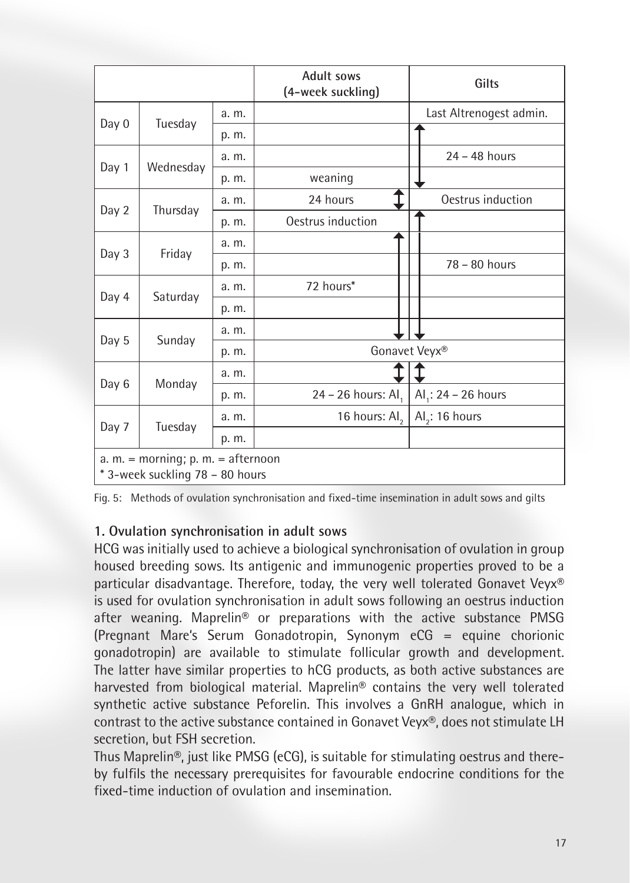|  |  |  | Adult sows (4-week suckling) | Gilts |
|---|---|---|---|---|
| Day 0 | Tuesday | a. m. |  | Last Altrenogest admin. |
|  |  | p. m. |  | ↑ |
| Day 1 | Wednesday | a. m. |  | 24 – 48 hours |
|  |  | p. m. | weaning | ↓ |
| Day 2 | Thursday | a. m. | 24 hours ↕ | Oestrus induction |
|  |  | p. m. | Oestrus induction | ↑ |
| Day 3 | Friday | a. m. | ↑ |  |
|  |  | p. m. |  | 78 – 80 hours |
| Day 4 | Saturday | a. m. | 72 hours* |  |
|  |  | p. m. |  |  |
| Day 5 | Sunday | a. m. | ↓ | ↓ |
|  |  | p. m. | Gonavet Veyx® | Gonavet Veyx® |
| Day 6 | Monday | a. m. | ↕ | ↕ |
|  |  | p. m. | 24 – 26 hours: $AI_1$ | $AI_1$: 24 – 26 hours |
| Day 7 | Tuesday | a. m. | 16 hours: $AI_2$ | $AI_2$: 16 hours |
|  |  | p. m. |  |  |

a. m. = morning; p. m. = afternoon
* 3-week suckling 78 – 80 hours

Fig. 5: Methods of ovulation synchronisation and fixed-time insemination in adult sows and gilts

**1. Ovulation synchronisation in adult sows**

HCG was initially used to achieve a biological synchronisation of ovulation in group housed breeding sows. Its antigenic and immunogenic properties proved to be a particular disadvantage. Therefore, today, the very well tolerated Gonavet Veyx® is used for ovulation synchronisation in adult sows following an oestrus induction after weaning. Maprelin® or preparations with the active substance PMSG (Pregnant Mare's Serum Gonadotropin, Synonym eCG = equine chorionic gonadotropin) are available to stimulate follicular growth and development. The latter have similar properties to hCG products, as both active substances are harvested from biological material. Maprelin® contains the very well tolerated synthetic active substance Peforelin. This involves a GnRH analogue, which in contrast to the active substance contained in Gonavet Veyx®, does not stimulate LH secretion, but FSH secretion.

Thus Maprelin®, just like PMSG (eCG), is suitable for stimulating oestrus and thereby fulfils the necessary prerequisites for favourable endocrine conditions for the fixed-time induction of ovulation and insemination.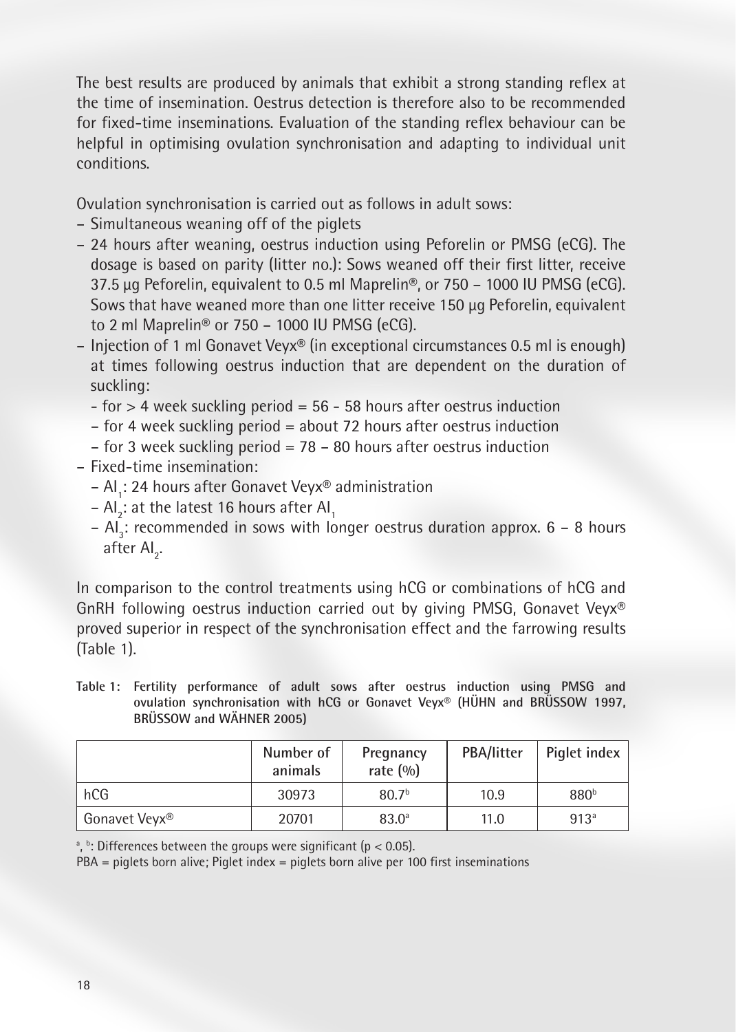The best results are produced by animals that exhibit a strong standing reflex at the time of insemination. Oestrus detection is therefore also to be recommended for fixed-time inseminations. Evaluation of the standing reflex behaviour can be helpful in optimising ovulation synchronisation and adapting to individual unit conditions.

Ovulation synchronisation is carried out as follows in adult sows:

- Simultaneous weaning off of the piglets
- 24 hours after weaning, oestrus induction using Peforelin or PMSG (eCG). The dosage is based on parity (litter no.): Sows weaned off their first litter, receive 37.5 µg Peforelin, equivalent to 0.5 ml Maprelin®, or 750 – 1000 IU PMSG (eCG). Sows that have weaned more than one litter receive 150 µg Peforelin, equivalent to 2 ml Maprelin® or 750 – 1000 IU PMSG (eCG).
- Injection of 1 ml Gonavet Veyx® (in exceptional circumstances 0.5 ml is enough) at times following oestrus induction that are dependent on the duration of suckling:
  - for > 4 week suckling period = 56 - 58 hours after oestrus induction
  - for 4 week suckling period = about 72 hours after oestrus induction
  - for 3 week suckling period = 78 – 80 hours after oestrus induction
- Fixed-time insemination:
  - $AI_1$: 24 hours after Gonavet Veyx® administration
  - $AI_2$: at the latest 16 hours after $AI_1$
  - $AI_3$: recommended in sows with longer oestrus duration approx. 6 – 8 hours after $AI_2$.

In comparison to the control treatments using hCG or combinations of hCG and GnRH following oestrus induction carried out by giving PMSG, Gonavet Veyx® proved superior in respect of the synchronisation effect and the farrowing results (Table 1).

**Table 1: Fertility performance of adult sows after oestrus induction using PMSG and ovulation synchronisation with hCG or Gonavet Veyx® (HÜHN and BRÜSSOW 1997, BRÜSSOW and WÄHNER 2005)**

| | Number of animals | Pregnancy rate (%) | PBA/litter | Piglet index |
|---|---|---|---|---|
| hCG | 30973 | 80.7[b] | 10.9 | 880[b] |
| Gonavet Veyx® | 20701 | 83.0[a] | 11.0 | 913[a] |

[a], [b]: Differences between the groups were significant ($p < 0.05$).

PBA = piglets born alive; Piglet index = piglets born alive per 100 first inseminations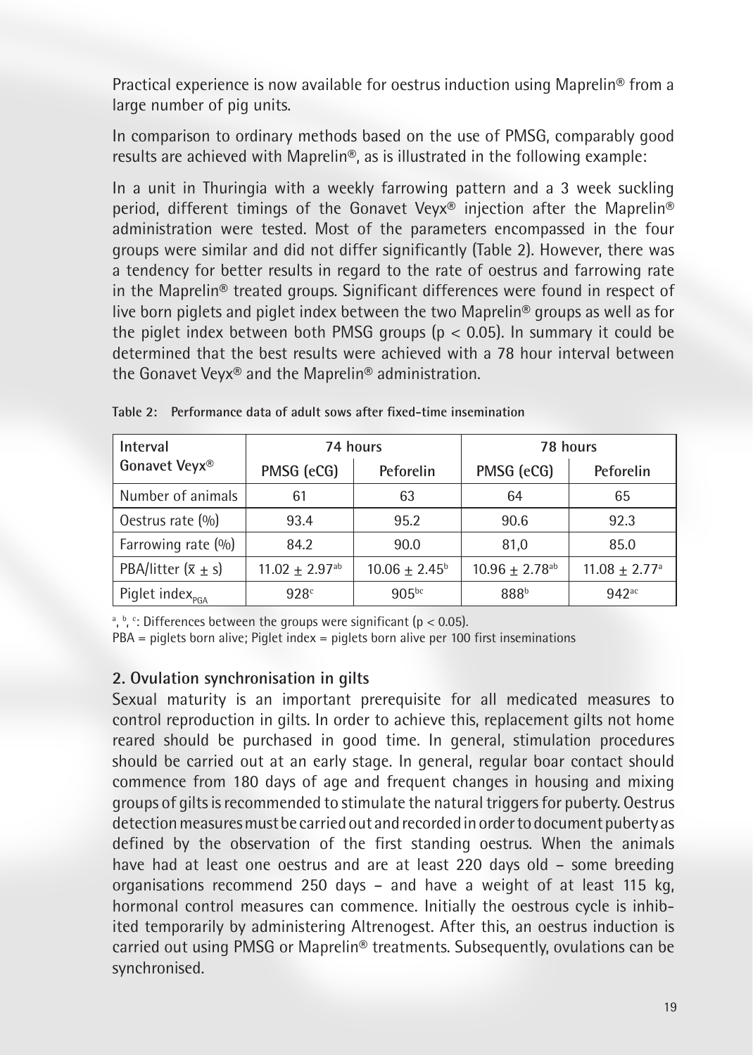Practical experience is now available for oestrus induction using Maprelin® from a large number of pig units.

In comparison to ordinary methods based on the use of PMSG, comparably good results are achieved with Maprelin®, as is illustrated in the following example:

In a unit in Thuringia with a weekly farrowing pattern and a 3 week suckling period, different timings of the Gonavet Veyx® injection after the Maprelin® administration were tested. Most of the parameters encompassed in the four groups were similar and did not differ significantly (Table 2). However, there was a tendency for better results in regard to the rate of oestrus and farrowing rate in the Maprelin® treated groups. Significant differences were found in respect of live born piglets and piglet index between the two Maprelin® groups as well as for the piglet index between both PMSG groups ($p < 0.05$). In summary it could be determined that the best results were achieved with a 78 hour interval between the Gonavet Veyx® and the Maprelin® administration.

**Table 2: Performance data of adult sows after fixed-time insemination**

| Interval Gonavet Veyx® | 74 hours | | 78 hours | |
|---|---|---|---|---|
| | PMSG (eCG) | Peforelin | PMSG (eCG) | Peforelin |
| Number of animals | 61 | 63 | 64 | 65 |
| Oestrus rate (%) | 93.4 | 95.2 | 90.6 | 92.3 |
| Farrowing rate (%) | 84.2 | 90.0 | 81,0 | 85.0 |
| PBA/litter ($\bar{x} \pm s$) | $11.02 \pm 2.97^{ab}$ | $10.06 \pm 2.45^{b}$ | $10.96 \pm 2.78^{ab}$ | $11.08 \pm 2.77^{a}$ |
| Piglet index$_{PGA}$ | $928^{c}$ | $905^{bc}$ | $888^{b}$ | $942^{ac}$ |

[a], [b], [c]: Differences between the groups were significant ($p < 0.05$).
PBA = piglets born alive; Piglet index = piglets born alive per 100 first inseminations

## 2. Ovulation synchronisation in gilts

Sexual maturity is an important prerequisite for all medicated measures to control reproduction in gilts. In order to achieve this, replacement gilts not home reared should be purchased in good time. In general, stimulation procedures should be carried out at an early stage. In general, regular boar contact should commence from 180 days of age and frequent changes in housing and mixing groups of gilts is recommended to stimulate the natural triggers for puberty. Oestrus detection measures must be carried out and recorded in order to document puberty as defined by the observation of the first standing oestrus. When the animals have had at least one oestrus and are at least 220 days old – some breeding organisations recommend 250 days – and have a weight of at least 115 kg, hormonal control measures can commence. Initially the oestrous cycle is inhibited temporarily by administering Altrenogest. After this, an oestrus induction is carried out using PMSG or Maprelin® treatments. Subsequently, ovulations can be synchronised.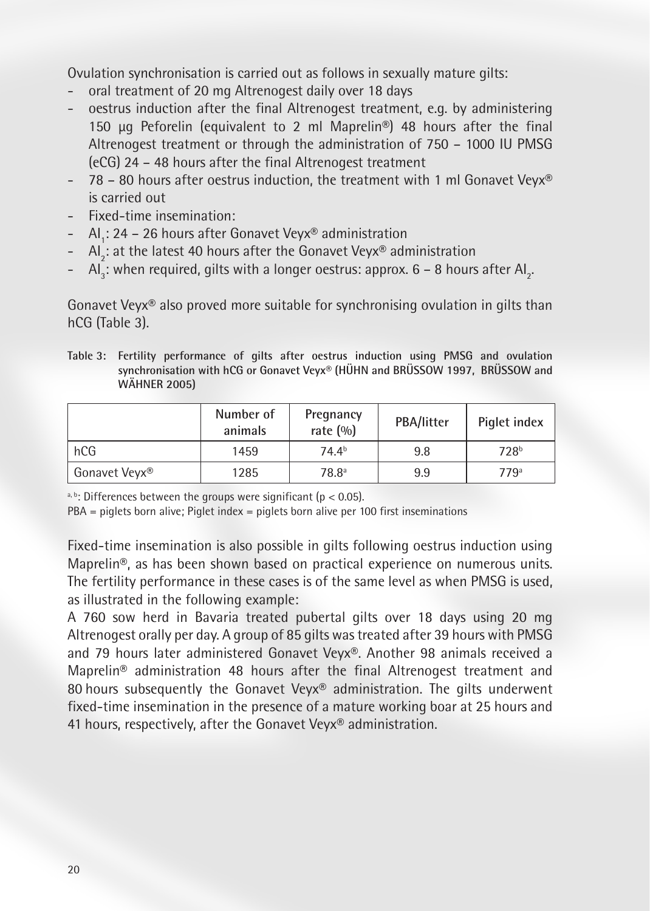Ovulation synchronisation is carried out as follows in sexually mature gilts:

- oral treatment of 20 mg Altrenogest daily over 18 days
- oestrus induction after the final Altrenogest treatment, e.g. by administering 150 µg Peforelin (equivalent to 2 ml Maprelin®) 48 hours after the final Altrenogest treatment or through the administration of 750 – 1000 IU PMSG (eCG) 24 – 48 hours after the final Altrenogest treatment
- 78 – 80 hours after oestrus induction, the treatment with 1 ml Gonavet Veyx® is carried out
- Fixed-time insemination:
- $AI_1$: 24 – 26 hours after Gonavet Veyx® administration
- $AI_2$: at the latest 40 hours after the Gonavet Veyx® administration
- $AI_3$: when required, gilts with a longer oestrus: approx. 6 – 8 hours after $AI_2$.

Gonavet Veyx® also proved more suitable for synchronising ovulation in gilts than hCG (Table 3).

**Table 3: Fertility performance of gilts after oestrus induction using PMSG and ovulation synchronisation with hCG or Gonavet Veyx® (HÜHN and BRÜSSOW 1997, BRÜSSOW and WÄHNER 2005)**

| | Number of animals | Pregnancy rate (%) | PBA/litter | Piglet index |
|---|---|---|---|---|
| hCG | 1459 | 74.4[b] | 9.8 | 728[b] |
| Gonavet Veyx® | 1285 | 78.8[a] | 9.9 | 779[a] |

[a, b]: Differences between the groups were significant ($p < 0.05$).

PBA = piglets born alive; Piglet index = piglets born alive per 100 first inseminations

Fixed-time insemination is also possible in gilts following oestrus induction using Maprelin®, as has been shown based on practical experience on numerous units. The fertility performance in these cases is of the same level as when PMSG is used, as illustrated in the following example:

A 760 sow herd in Bavaria treated pubertal gilts over 18 days using 20 mg Altrenogest orally per day. A group of 85 gilts was treated after 39 hours with PMSG and 79 hours later administered Gonavet Veyx®. Another 98 animals received a Maprelin® administration 48 hours after the final Altrenogest treatment and 80 hours subsequently the Gonavet Veyx® administration. The gilts underwent fixed-time insemination in the presence of a mature working boar at 25 hours and 41 hours, respectively, after the Gonavet Veyx® administration.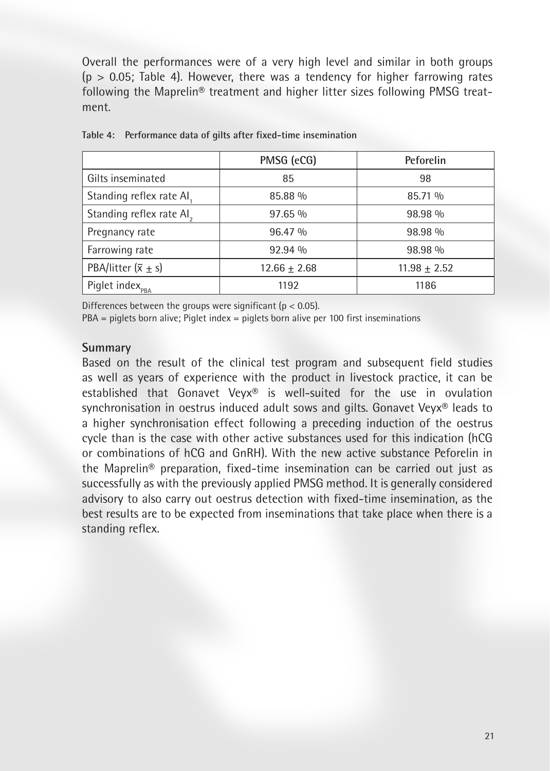Overall the performances were of a very high level and similar in both groups ($p > 0.05$; Table 4). However, there was a tendency for higher farrowing rates following the Maprelin® treatment and higher litter sizes following PMSG treatment.

**Table 4: Performance data of gilts after fixed-time insemination**

| | PMSG (eCG) | Peforelin |
|---|---|---|
| Gilts inseminated | 85 | 98 |
| Standing reflex rate $AI_1$ | 85.88 % | 85.71 % |
| Standing reflex rate $AI_2$ | 97.65 % | 98.98 % |
| Pregnancy rate | 96.47 % | 98.98 % |
| Farrowing rate | 92.94 % | 98.98 % |
| PBA/litter ($\bar{x} \pm s$) | $12.66 \pm 2.68$ | $11.98 \pm 2.52$ |
| Piglet index$_{PBA}$ | 1192 | 1186 |

Differences between the groups were significant ($p < 0.05$).
PBA = piglets born alive; Piglet index = piglets born alive per 100 first inseminations

## Summary

Based on the result of the clinical test program and subsequent field studies as well as years of experience with the product in livestock practice, it can be established that Gonavet Veyx® is well-suited for the use in ovulation synchronisation in oestrus induced adult sows and gilts. Gonavet Veyx® leads to a higher synchronisation effect following a preceding induction of the oestrus cycle than is the case with other active substances used for this indication (hCG or combinations of hCG and GnRH). With the new active substance Peforelin in the Maprelin® preparation, fixed-time insemination can be carried out just as successfully as with the previously applied PMSG method. It is generally considered advisory to also carry out oestrus detection with fixed-time insemination, as the best results are to be expected from inseminations that take place when there is a standing reflex.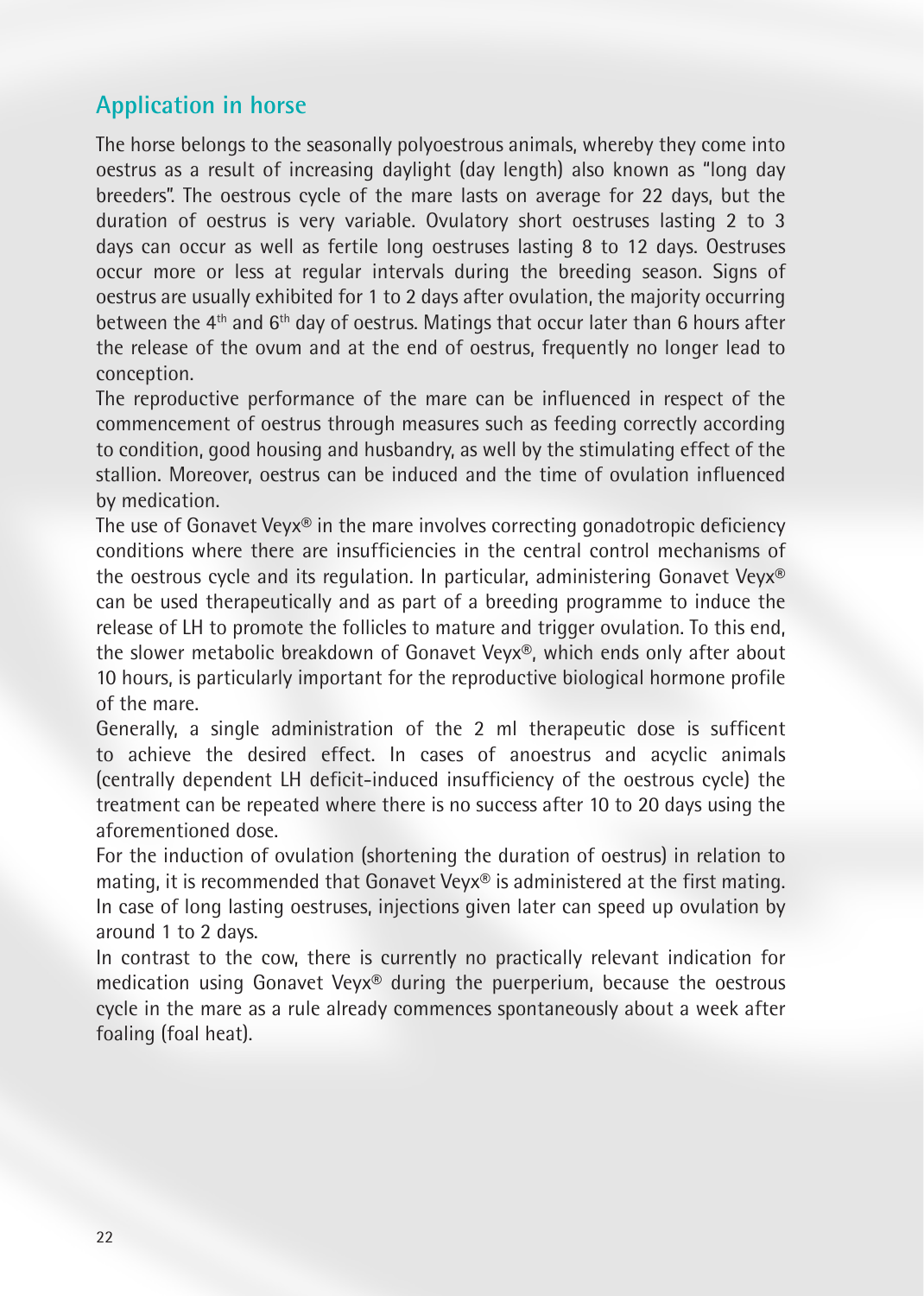## Application in horse

The horse belongs to the seasonally polyoestrous animals, whereby they come into oestrus as a result of increasing daylight (day length) also known as "long day breeders". The oestrous cycle of the mare lasts on average for 22 days, but the duration of oestrus is very variable. Ovulatory short oestruses lasting 2 to 3 days can occur as well as fertile long oestruses lasting 8 to 12 days. Oestruses occur more or less at regular intervals during the breeding season. Signs of oestrus are usually exhibited for 1 to 2 days after ovulation, the majority occurring between the 4th and 6th day of oestrus. Matings that occur later than 6 hours after the release of the ovum and at the end of oestrus, frequently no longer lead to conception.

The reproductive performance of the mare can be influenced in respect of the commencement of oestrus through measures such as feeding correctly according to condition, good housing and husbandry, as well by the stimulating effect of the stallion. Moreover, oestrus can be induced and the time of ovulation influenced by medication.

The use of Gonavet Veyx® in the mare involves correcting gonadotropic deficiency conditions where there are insufficiencies in the central control mechanisms of the oestrous cycle and its regulation. In particular, administering Gonavet Veyx® can be used therapeutically and as part of a breeding programme to induce the release of LH to promote the follicles to mature and trigger ovulation. To this end, the slower metabolic breakdown of Gonavet Veyx®, which ends only after about 10 hours, is particularly important for the reproductive biological hormone profile of the mare.

Generally, a single administration of the 2 ml therapeutic dose is suffcient to achieve the desired effect. In cases of anoestrus and acyclic animals (centrally dependent LH deficit-induced insufficiency of the oestrous cycle) the treatment can be repeated where there is no success after 10 to 20 days using the aforementioned dose.

For the induction of ovulation (shortening the duration of oestrus) in relation to mating, it is recommended that Gonavet Veyx® is administered at the first mating. In case of long lasting oestruses, injections given later can speed up ovulation by around 1 to 2 days.

In contrast to the cow, there is currently no practically relevant indication for medication using Gonavet Veyx® during the puerperium, because the oestrous cycle in the mare as a rule already commences spontaneously about a week after foaling (foal heat).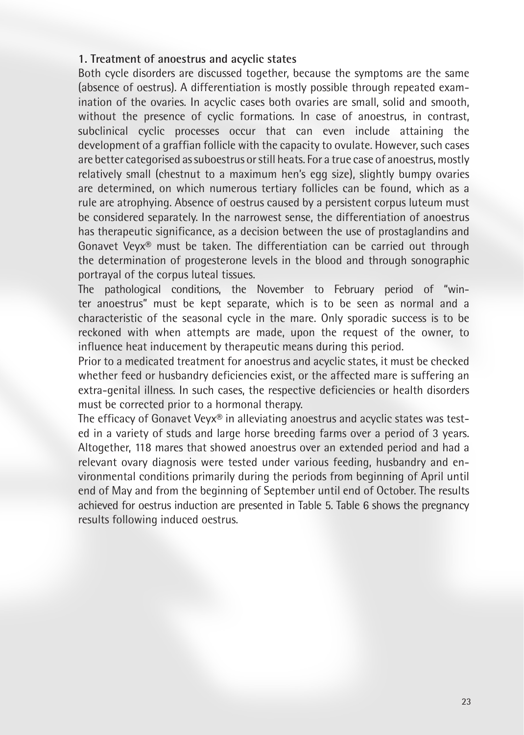**1. Treatment of anoestrus and acyclic states**

Both cycle disorders are discussed together, because the symptoms are the same (absence of oestrus). A differentiation is mostly possible through repeated examination of the ovaries. In acyclic cases both ovaries are small, solid and smooth, without the presence of cyclic formations. In case of anoestrus, in contrast, subclinical cyclic processes occur that can even include attaining the development of a graffian follicle with the capacity to ovulate. However, such cases are better categorised as suboestrus or still heats. For a true case of anoestrus, mostly relatively small (chestnut to a maximum hen's egg size), slightly bumpy ovaries are determined, on which numerous tertiary follicles can be found, which as a rule are atrophying. Absence of oestrus caused by a persistent corpus luteum must be considered separately. In the narrowest sense, the differentiation of anoestrus has therapeutic significance, as a decision between the use of prostaglandins and Gonavet Veyx® must be taken. The differentiation can be carried out through the determination of progesterone levels in the blood and through sonographic portrayal of the corpus luteal tissues.

The pathological conditions, the November to February period of "winter anoestrus" must be kept separate, which is to be seen as normal and a characteristic of the seasonal cycle in the mare. Only sporadic success is to be reckoned with when attempts are made, upon the request of the owner, to influence heat inducement by therapeutic means during this period.

Prior to a medicated treatment for anoestrus and acyclic states, it must be checked whether feed or husbandry deficiencies exist, or the affected mare is suffering an extra-genital illness. In such cases, the respective deficiencies or health disorders must be corrected prior to a hormonal therapy.

The efficacy of Gonavet Veyx® in alleviating anoestrus and acyclic states was tested in a variety of studs and large horse breeding farms over a period of 3 years. Altogether, 118 mares that showed anoestrus over an extended period and had a relevant ovary diagnosis were tested under various feeding, husbandry and environmental conditions primarily during the periods from beginning of April until end of May and from the beginning of September until end of October. The results achieved for oestrus induction are presented in Table 5. Table 6 shows the pregnancy results following induced oestrus.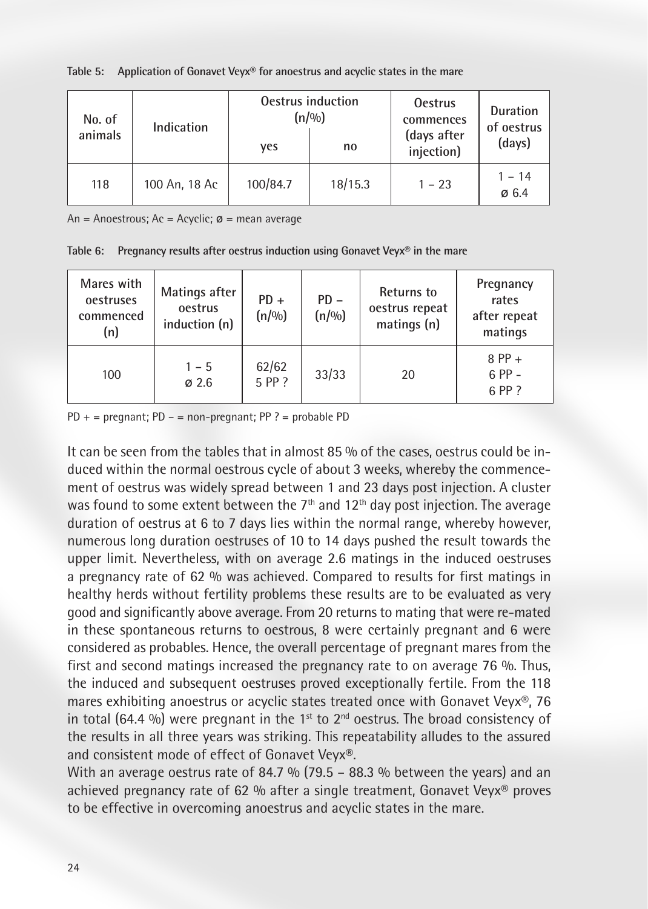**Table 5: Application of Gonavet Veyx® for anoestrus and acyclic states in the mare**

| No. of animals | Indication | Oestrus induction (n/%) | | Oestrus commences (days after injection) | Duration of oestrus (days) |
|---|---|---|---|---|---|
| | | yes | no | | |
| 118 | 100 An, 18 Ac | 100/84.7 | 18/15.3 | 1 – 23 | 1 – 14 ø 6.4 |

An = Anoestrous; Ac = Acyclic; ø = mean average

**Table 6: Pregnancy results after oestrus induction using Gonavet Veyx® in the mare**

| Mares with oestruses commenced (n) | Matings after oestrus induction (n) | PD + (n/%) | PD – (n/%) | Returns to oestrus repeat matings (n) | Pregnancy rates after repeat matings |
|---|---|---|---|---|---|
| 100 | 1 – 5 ø 2.6 | 62/62 5 PP ? | 33/33 | 20 | 8 PP + 6 PP - 6 PP ? |

PD + = pregnant; PD – = non-pregnant; PP ? = probable PD

It can be seen from the tables that in almost 85 % of the cases, oestrus could be induced within the normal oestrous cycle of about 3 weeks, whereby the commencement of oestrus was widely spread between 1 and 23 days post injection. A cluster was found to some extent between the 7th and 12th day post injection. The average duration of oestrus at 6 to 7 days lies within the normal range, whereby however, numerous long duration oestruses of 10 to 14 days pushed the result towards the upper limit. Nevertheless, with on average 2.6 matings in the induced oestruses a pregnancy rate of 62 % was achieved. Compared to results for first matings in healthy herds without fertility problems these results are to be evaluated as very good and significantly above average. From 20 returns to mating that were re-mated in these spontaneous returns to oestrous, 8 were certainly pregnant and 6 were considered as probables. Hence, the overall percentage of pregnant mares from the first and second matings increased the pregnancy rate to on average 76 %. Thus, the induced and subsequent oestruses proved exceptionally fertile. From the 118 mares exhibiting anoestrus or acyclic states treated once with Gonavet Veyx®, 76 in total (64.4 %) were pregnant in the 1st to 2nd oestrus. The broad consistency of the results in all three years was striking. This repeatability alludes to the assured and consistent mode of effect of Gonavet Veyx®.

With an average oestrus rate of 84.7 % (79.5 – 88.3 % between the years) and an achieved pregnancy rate of 62 % after a single treatment, Gonavet Veyx® proves to be effective in overcoming anoestrus and acyclic states in the mare.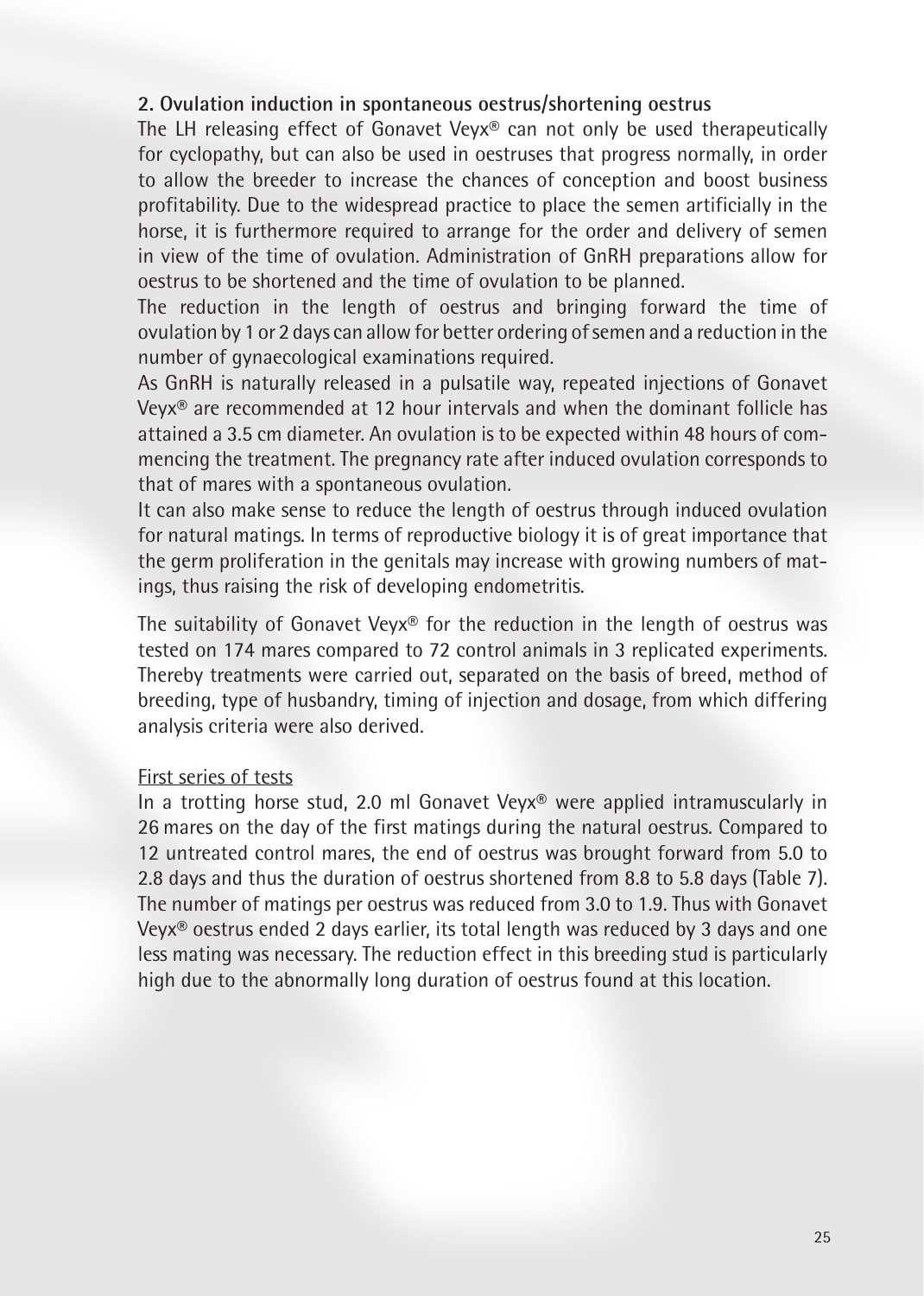**2. Ovulation induction in spontaneous oestrus/shortening oestrus**

The LH releasing effect of Gonavet Veyx® can not only be used therapeutically for cyclopathy, but can also be used in oestruses that progress normally, in order to allow the breeder to increase the chances of conception and boost business profitability. Due to the widespread practice to place the semen artificially in the horse, it is furthermore required to arrange for the order and delivery of semen in view of the time of ovulation. Administration of GnRH preparations allow for oestrus to be shortened and the time of ovulation to be planned.

The reduction in the length of oestrus and bringing forward the time of ovulation by 1 or 2 days can allow for better ordering of semen and a reduction in the number of gynaecological examinations required.

As GnRH is naturally released in a pulsatile way, repeated injections of Gonavet Veyx® are recommended at 12 hour intervals and when the dominant follicle has attained a 3.5 cm diameter. An ovulation is to be expected within 48 hours of commencing the treatment. The pregnancy rate after induced ovulation corresponds to that of mares with a spontaneous ovulation.

It can also make sense to reduce the length of oestrus through induced ovulation for natural matings. In terms of reproductive biology it is of great importance that the germ proliferation in the genitals may increase with growing numbers of matings, thus raising the risk of developing endometritis.

The suitability of Gonavet Veyx® for the reduction in the length of oestrus was tested on 174 mares compared to 72 control animals in 3 replicated experiments. Thereby treatments were carried out, separated on the basis of breed, method of breeding, type of husbandry, timing of injection and dosage, from which differing analysis criteria were also derived.

First series of tests

In a trotting horse stud, 2.0 ml Gonavet Veyx® were applied intramuscularly in 26 mares on the day of the first matings during the natural oestrus. Compared to 12 untreated control mares, the end of oestrus was brought forward from 5.0 to 2.8 days and thus the duration of oestrus shortened from 8.8 to 5.8 days (Table 7). The number of matings per oestrus was reduced from 3.0 to 1.9. Thus with Gonavet Veyx® oestrus ended 2 days earlier, its total length was reduced by 3 days and one less mating was necessary. The reduction effect in this breeding stud is particularly high due to the abnormally long duration of oestrus found at this location.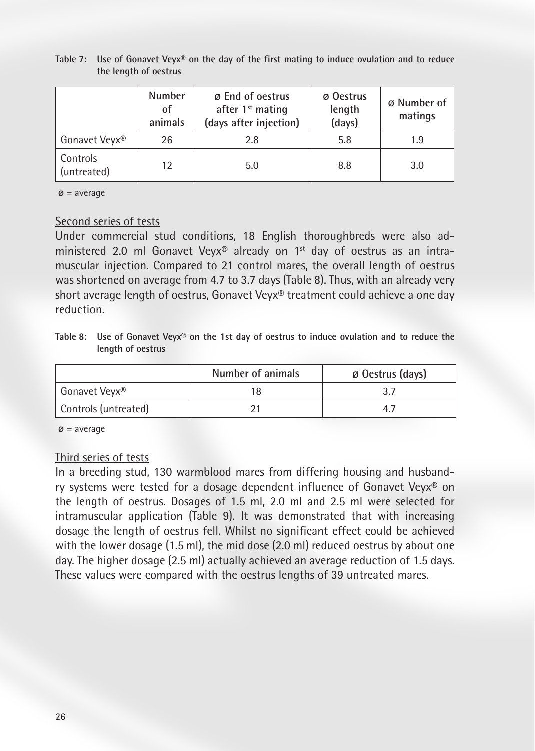**Table 7: Use of Gonavet Veyx® on the day of the first mating to induce ovulation and to reduce the length of oestrus**

| | Number of animals | ø End of oestrus after 1st mating (days after injection) | ø Oestrus length (days) | ø Number of matings |
|---|---|---|---|---|
| Gonavet Veyx® | 26 | 2.8 | 5.8 | 1.9 |
| Controls (untreated) | 12 | 5.0 | 8.8 | 3.0 |

ø = average

Second series of tests

Under commercial stud conditions, 18 English thoroughbreds were also administered 2.0 ml Gonavet Veyx® already on 1st day of oestrus as an intramuscular injection. Compared to 21 control mares, the overall length of oestrus was shortened on average from 4.7 to 3.7 days (Table 8). Thus, with an already very short average length of oestrus, Gonavet Veyx® treatment could achieve a one day reduction.

**Table 8: Use of Gonavet Veyx® on the 1st day of oestrus to induce ovulation and to reduce the length of oestrus**

| | Number of animals | ø Oestrus (days) |
|---|---|---|
| Gonavet Veyx® | 18 | 3.7 |
| Controls (untreated) | 21 | 4.7 |

ø = average

Third series of tests

In a breeding stud, 130 warmblood mares from differing housing and husbandry systems were tested for a dosage dependent influence of Gonavet Veyx® on the length of oestrus. Dosages of 1.5 ml, 2.0 ml and 2.5 ml were selected for intramuscular application (Table 9). It was demonstrated that with increasing dosage the length of oestrus fell. Whilst no significant effect could be achieved with the lower dosage (1.5 ml), the mid dose (2.0 ml) reduced oestrus by about one day. The higher dosage (2.5 ml) actually achieved an average reduction of 1.5 days. These values were compared with the oestrus lengths of 39 untreated mares.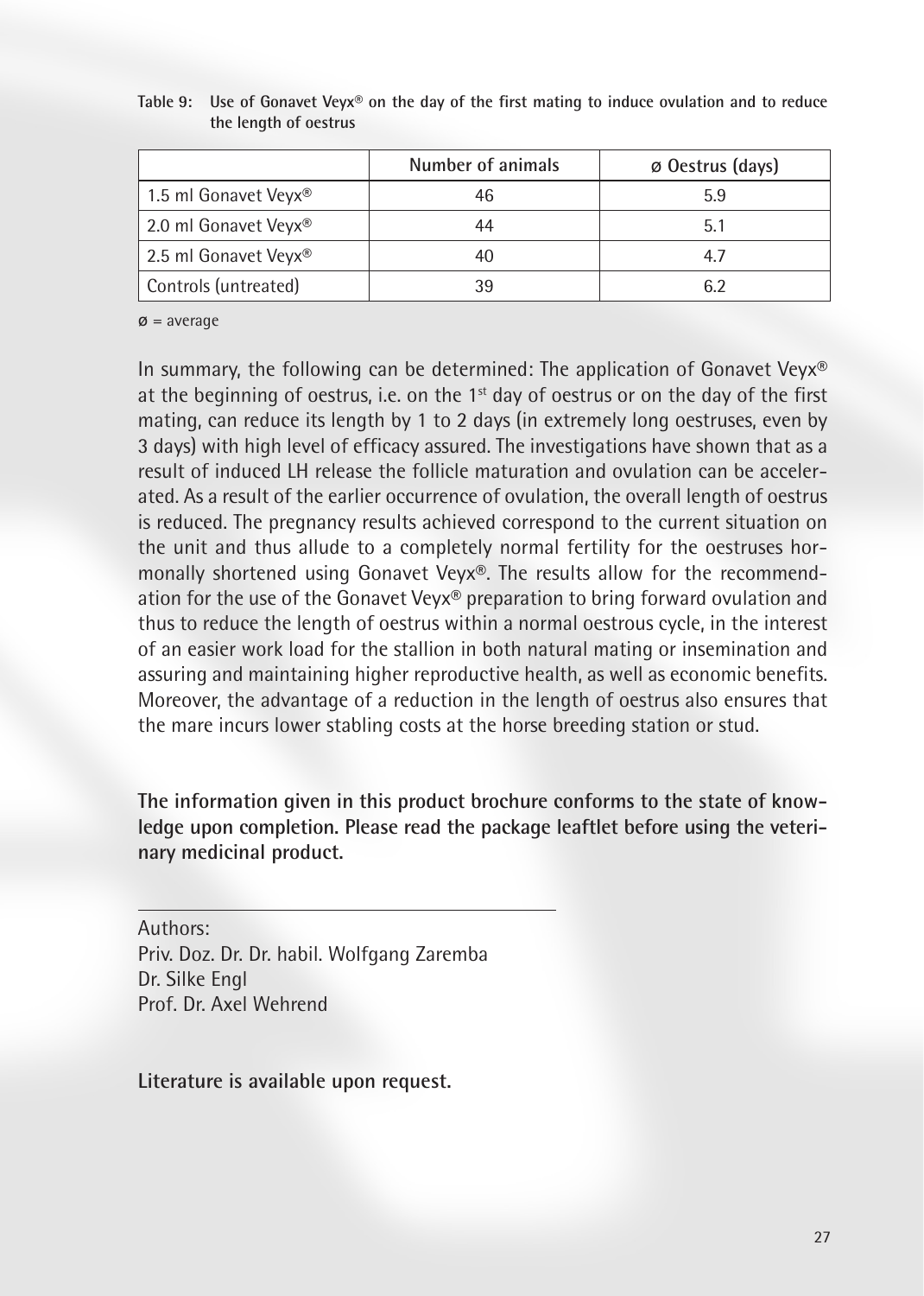**Table 9: Use of Gonavet Veyx® on the day of the first mating to induce ovulation and to reduce the length of oestrus**

| | Number of animals | ø Oestrus (days) |
|---|---|---|
| 1.5 ml Gonavet Veyx® | 46 | 5.9 |
| 2.0 ml Gonavet Veyx® | 44 | 5.1 |
| 2.5 ml Gonavet Veyx® | 40 | 4.7 |
| Controls (untreated) | 39 | 6.2 |

ø = average

In summary, the following can be determined: The application of Gonavet Veyx® at the beginning of oestrus, i.e. on the 1st day of oestrus or on the day of the first mating, can reduce its length by 1 to 2 days (in extremely long oestruses, even by 3 days) with high level of efficacy assured. The investigations have shown that as a result of induced LH release the follicle maturation and ovulation can be accelerated. As a result of the earlier occurrence of ovulation, the overall length of oestrus is reduced. The pregnancy results achieved correspond to the current situation on the unit and thus allude to a completely normal fertility for the oestruses hormonally shortened using Gonavet Veyx®. The results allow for the recommendation for the use of the Gonavet Veyx® preparation to bring forward ovulation and thus to reduce the length of oestrus within a normal oestrous cycle, in the interest of an easier work load for the stallion in both natural mating or insemination and assuring and maintaining higher reproductive health, as well as economic benefits. Moreover, the advantage of a reduction in the length of oestrus also ensures that the mare incurs lower stabling costs at the horse breeding station or stud.

**The information given in this product brochure conforms to the state of knowledge upon completion. Please read the package leaftlet before using the veterinary medicinal product.**

---

Authors:
Priv. Doz. Dr. Dr. habil. Wolfgang Zaremba
Dr. Silke Engl
Prof. Dr. Axel Wehrend

**Literature is available upon request.**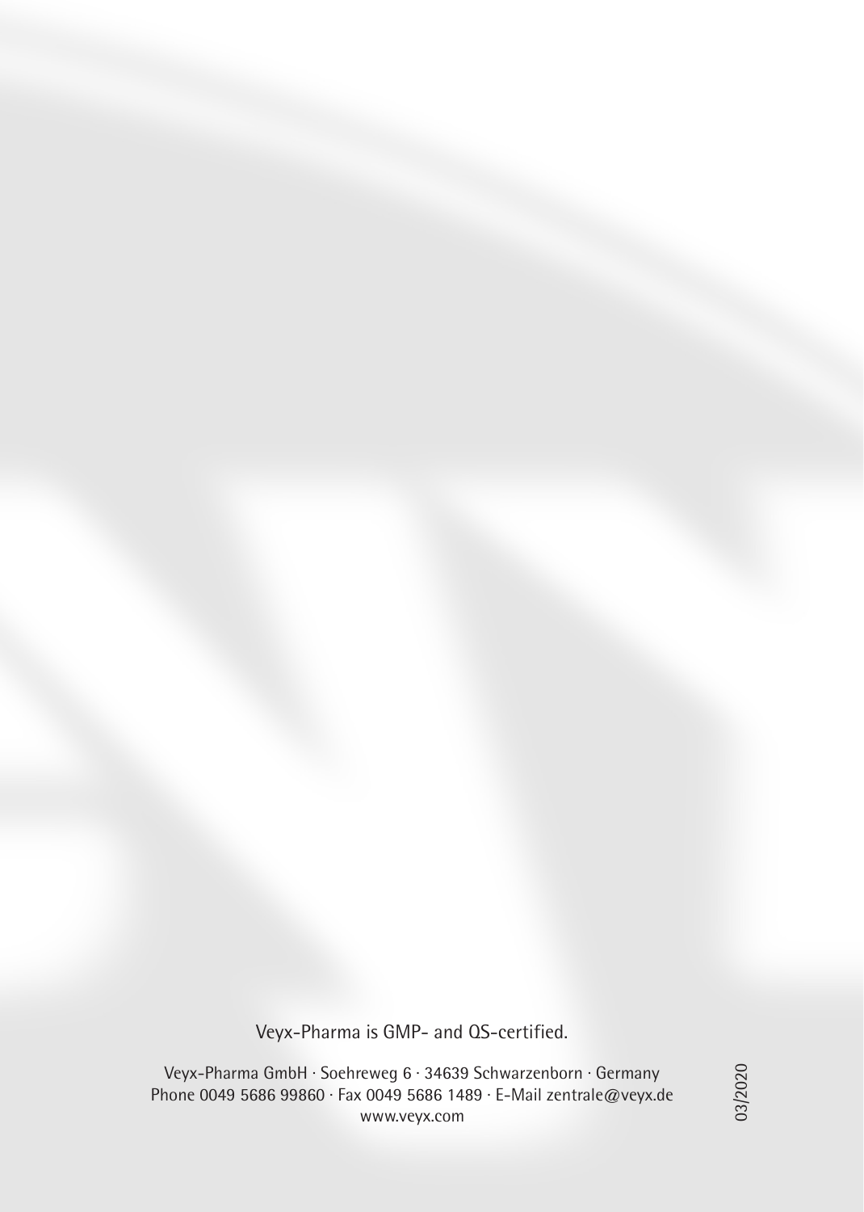Veyx-Pharma is GMP- and QS-certified.

Veyx-Pharma GmbH · Soehreweg 6 · 34639 Schwarzenborn · Germany
Phone 0049 5686 99860 · Fax 0049 5686 1489 · E-Mail zentrale@veyx.de
www.veyx.com

03/2020